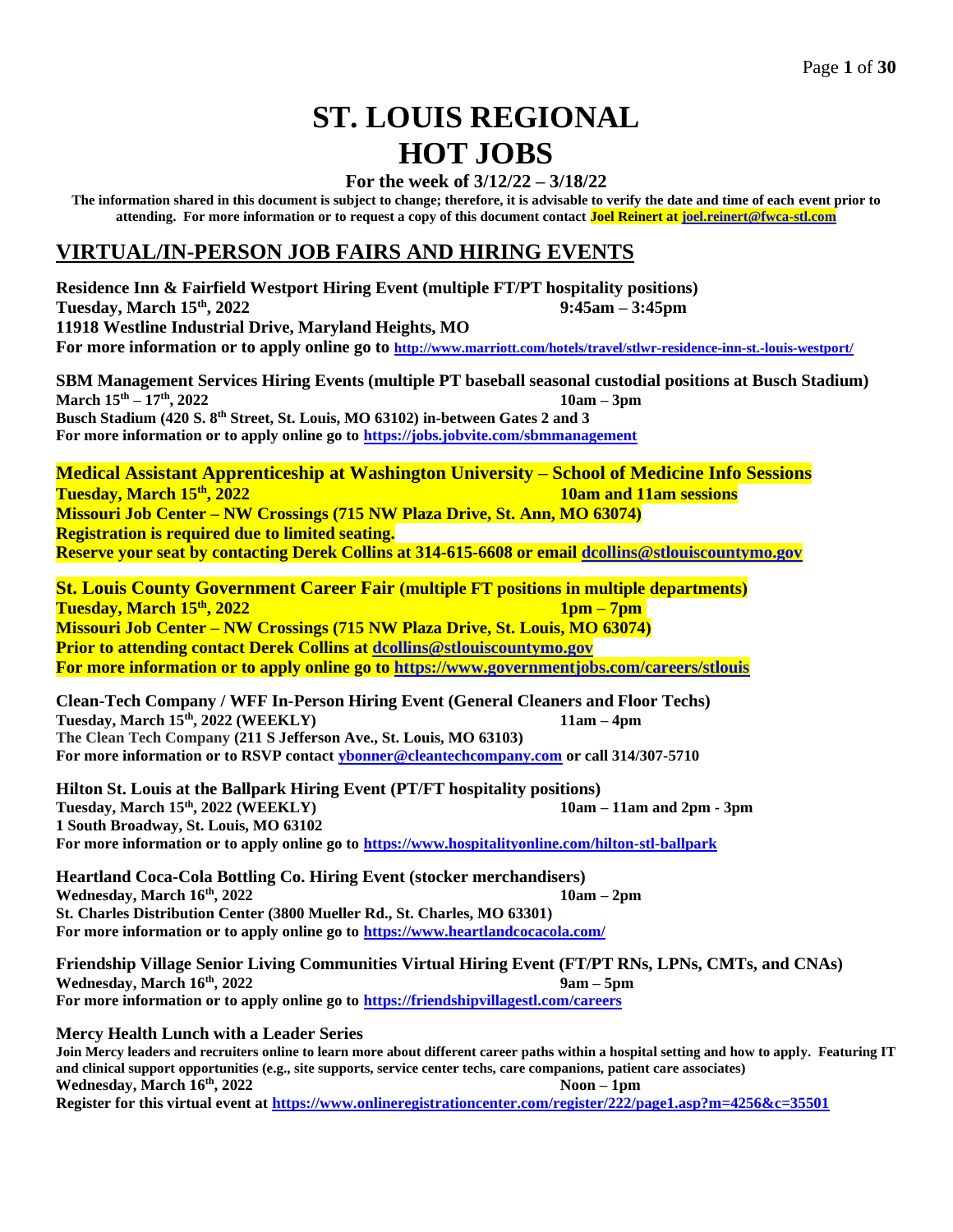# ST. LOUIS REGIONAL HOT JOBS

**For the week of 3/12/22 – 3/18/22**

**The information shared in this document is subject to change; therefore, it is advisable to verify the date and time of each event prior to attending. For more information or to request a copy of this document contact Joel Reinert at joel.reinert@fwca-stl.com**

## VIRTUAL/IN-PERSON JOB FAIRS AND HIRING EVENTS

**Residence Inn & Fairfield Westport Hiring Event (multiple FT/PT hospitality positions)**
**Tuesday, March 15th, 2022 — 9:45am – 3:45pm**
**11918 Westline Industrial Drive, Maryland Heights, MO**
**For more information or to apply online go to http://www.marriott.com/hotels/travel/stlwr-residence-inn-st.-louis-westport/**

**SBM Management Services Hiring Events (multiple PT baseball seasonal custodial positions at Busch Stadium)**
**March 15th – 17th, 2022 — 10am – 3pm**
**Busch Stadium (420 S. 8th Street, St. Louis, MO 63102) in-between Gates 2 and 3**
**For more information or to apply online go to https://jobs.jobvite.com/sbmmanagement**

**Medical Assistant Apprenticeship at Washington University – School of Medicine Info Sessions**
**Tuesday, March 15th, 2022 — 10am and 11am sessions**
**Missouri Job Center – NW Crossings (715 NW Plaza Drive, St. Ann, MO 63074)**
**Registration is required due to limited seating.**
**Reserve your seat by contacting Derek Collins at 314-615-6608 or email dcollins@stlouiscountymo.gov**

**St. Louis County Government Career Fair (multiple FT positions in multiple departments)**
**Tuesday, March 15th, 2022 — 1pm – 7pm**
**Missouri Job Center – NW Crossings (715 NW Plaza Drive, St. Louis, MO 63074)**
**Prior to attending contact Derek Collins at dcollins@stlouiscountymo.gov**
**For more information or to apply online go to https://www.governmentjobs.com/careers/stlouis**

**Clean-Tech Company / WFF In-Person Hiring Event (General Cleaners and Floor Techs)**
**Tuesday, March 15th, 2022 (WEEKLY) — 11am – 4pm**
**The Clean Tech Company (211 S Jefferson Ave., St. Louis, MO 63103)**
**For more information or to RSVP contact ybonner@cleantechcompany.com or call 314/307-5710**

**Hilton St. Louis at the Ballpark Hiring Event (PT/FT hospitality positions)**
**Tuesday, March 15th, 2022 (WEEKLY) — 10am – 11am and 2pm - 3pm**
**1 South Broadway, St. Louis, MO 63102**
**For more information or to apply online go to https://www.hospitalityonline.com/hilton-stl-ballpark**

**Heartland Coca-Cola Bottling Co. Hiring Event (stocker merchandisers)**
**Wednesday, March 16th, 2022 — 10am – 2pm**
**St. Charles Distribution Center (3800 Mueller Rd., St. Charles, MO 63301)**
**For more information or to apply online go to https://www.heartlandcocacola.com/**

**Friendship Village Senior Living Communities Virtual Hiring Event (FT/PT RNs, LPNs, CMTs, and CNAs)**
**Wednesday, March 16th, 2022 — 9am – 5pm**
**For more information or to apply online go to https://friendshipvillagestl.com/careers**

**Mercy Health Lunch with a Leader Series**
**Join Mercy leaders and recruiters online to learn more about different career paths within a hospital setting and how to apply. Featuring IT and clinical support opportunities (e.g., site supports, service center techs, care companions, patient care associates)**
**Wednesday, March 16th, 2022 — Noon – 1pm**
**Register for this virtual event at https://www.onlineregistrationcenter.com/register/222/page1.asp?m=4256&c=35501**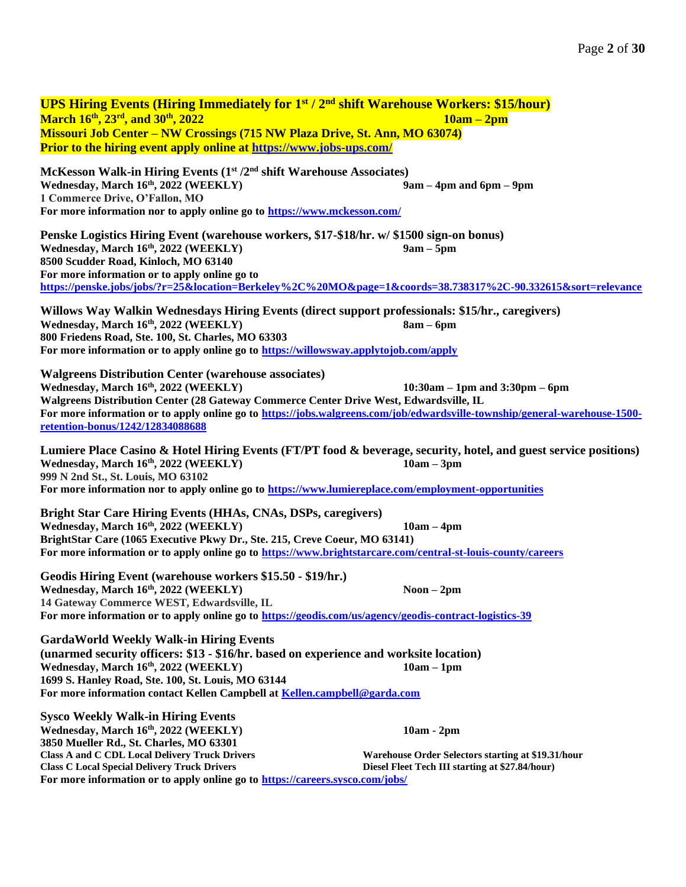**UPS Hiring Events (Hiring Immediately for 1st / 2nd shift Warehouse Workers: $15/hour)**
**March 16th, 23rd, and 30th, 2022 — 10am – 2pm**
**Missouri Job Center – NW Crossings (715 NW Plaza Drive, St. Ann, MO 63074)**
**Prior to the hiring event apply online at [https://www.jobs-ups.com/](https://www.jobs-ups.com/)**

**McKesson Walk-in Hiring Events (1st /2nd shift Warehouse Associates)**
**Wednesday, March 16th, 2022 (WEEKLY) — 9am – 4pm and 6pm – 9pm**
**1 Commerce Drive, O'Fallon, MO**
**For more information nor to apply online go to [https://www.mckesson.com/](https://www.mckesson.com/)**

**Penske Logistics Hiring Event (warehouse workers, $17-$18/hr. w/ $1500 sign-on bonus)**
**Wednesday, March 16th, 2022 (WEEKLY) — 9am – 5pm**
**8500 Scudder Road, Kinloch, MO 63140**
**For more information or to apply online go to**
**[https://penske.jobs/jobs/?r=25&location=Berkeley%2C%20MO&page=1&coords=38.738317%2C-90.332615&sort=relevance](https://penske.jobs/jobs/?r=25&location=Berkeley%2C%20MO&page=1&coords=38.738317%2C-90.332615&sort=relevance)**

**Willows Way Walkin Wednesdays Hiring Events (direct support professionals: $15/hr., caregivers)**
**Wednesday, March 16th, 2022 (WEEKLY) — 8am – 6pm**
**800 Friedens Road, Ste. 100, St. Charles, MO 63303**
**For more information or to apply online go to [https://willowsway.applytojob.com/apply](https://willowsway.applytojob.com/apply)**

**Walgreens Distribution Center (warehouse associates)**
**Wednesday, March 16th, 2022 (WEEKLY) — 10:30am – 1pm and 3:30pm – 6pm**
**Walgreens Distribution Center (28 Gateway Commerce Center Drive West, Edwardsville, IL**
**For more information or to apply online go to [https://jobs.walgreens.com/job/edwardsville-township/general-warehouse-1500-retention-bonus/1242/12834088688](https://jobs.walgreens.com/job/edwardsville-township/general-warehouse-1500-retention-bonus/1242/12834088688)**

**Lumiere Place Casino & Hotel Hiring Events (FT/PT food & beverage, security, hotel, and guest service positions)**
**Wednesday, March 16th, 2022 (WEEKLY) — 10am – 3pm**
**999 N 2nd St., St. Louis, MO 63102**
**For more information nor to apply online go to [https://www.lumiereplace.com/employment-opportunities](https://www.lumiereplace.com/employment-opportunities)**

**Bright Star Care Hiring Events (HHAs, CNAs, DSPs, caregivers)**
**Wednesday, March 16th, 2022 (WEEKLY) — 10am – 4pm**
**BrightStar Care (1065 Executive Pkwy Dr., Ste. 215, Creve Coeur, MO 63141)**
**For more information or to apply online go to [https://www.brightstarcare.com/central-st-louis-county/careers](https://www.brightstarcare.com/central-st-louis-county/careers)**

**Geodis Hiring Event (warehouse workers $15.50 - $19/hr.)**
**Wednesday, March 16th, 2022 (WEEKLY) — Noon – 2pm**
**14 Gateway Commerce WEST, Edwardsville, IL**
**For more information or to apply online go to [https://geodis.com/us/agency/geodis-contract-logistics-39](https://geodis.com/us/agency/geodis-contract-logistics-39)**

**GardaWorld Weekly Walk-in Hiring Events**
**(unarmed security officers: $13 - $16/hr. based on experience and worksite location)**
**Wednesday, March 16th, 2022 (WEEKLY) — 10am – 1pm**
**1699 S. Hanley Road, Ste. 100, St. Louis, MO 63144**
**For more information contact Kellen Campbell at [Kellen.campbell@garda.com](mailto:Kellen.campbell@garda.com)**

**Sysco Weekly Walk-in Hiring Events**
**Wednesday, March 16th, 2022 (WEEKLY) — 10am - 2pm**
**3850 Mueller Rd., St. Charles, MO 63301**
- **Class A and C CDL Local Delivery Truck Drivers**
- **Class C Local Special Delivery Truck Drivers**
- **Warehouse Order Selectors starting at $19.31/hour**
- **Diesel Fleet Tech III starting at $27.84/hour)**

**For more information or to apply online go to [https://careers.sysco.com/jobs/](https://careers.sysco.com/jobs/)**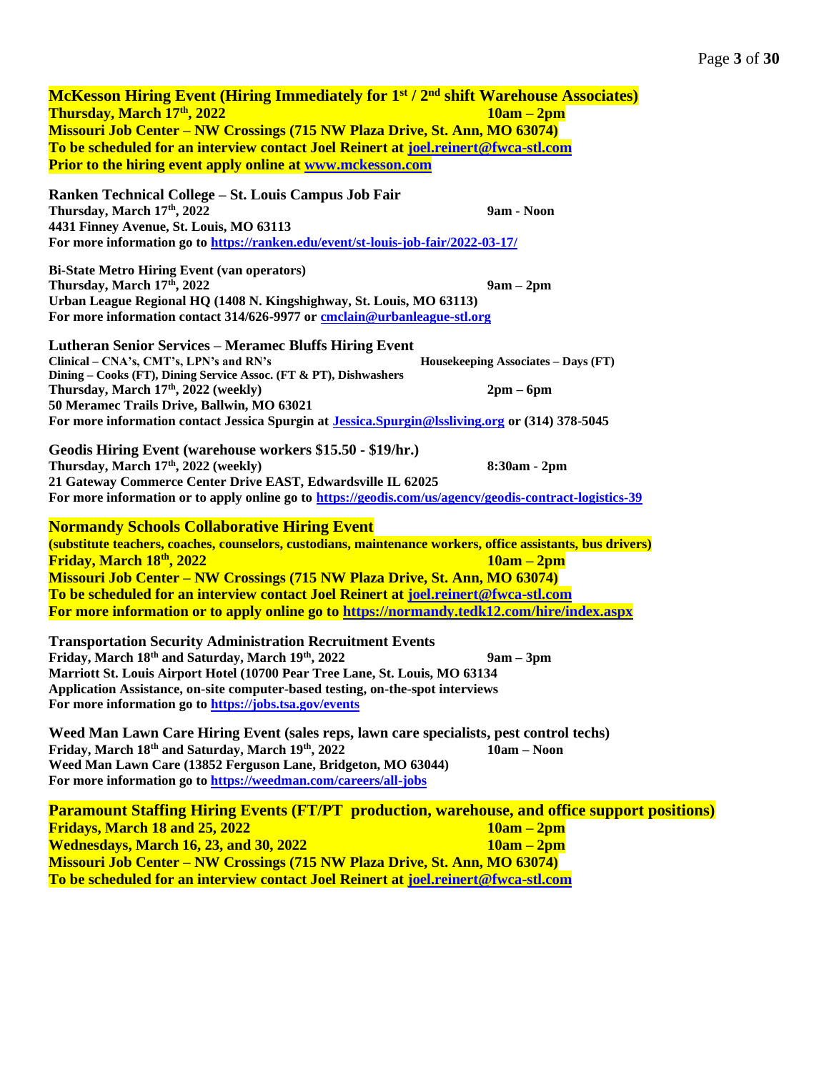**McKesson Hiring Event (Hiring Immediately for 1st / 2nd shift Warehouse Associates)**
**Thursday, March 17th, 2022** **10am – 2pm**
**Missouri Job Center – NW Crossings (715 NW Plaza Drive, St. Ann, MO 63074)**
**To be scheduled for an interview contact Joel Reinert at joel.reinert@fwca-stl.com**
**Prior to the hiring event apply online at www.mckesson.com**

**Ranken Technical College – St. Louis Campus Job Fair**
**Thursday, March 17th, 2022** **9am - Noon**
**4431 Finney Avenue, St. Louis, MO 63113**
**For more information go to https://ranken.edu/event/st-louis-job-fair/2022-03-17/**

**Bi-State Metro Hiring Event (van operators)**
**Thursday, March 17th, 2022** **9am – 2pm**
**Urban League Regional HQ (1408 N. Kingshighway, St. Louis, MO 63113)**
**For more information contact 314/626-9977 or cmclain@urbanleague-stl.org**

**Lutheran Senior Services – Meramec Bluffs Hiring Event**
**Clinical – CNA's, CMT's, LPN's and RN's** **Housekeeping Associates – Days (FT)**
**Dining – Cooks (FT), Dining Service Assoc. (FT & PT), Dishwashers**
**Thursday, March 17th, 2022 (weekly)** **2pm – 6pm**
**50 Meramec Trails Drive, Ballwin, MO 63021**
**For more information contact Jessica Spurgin at Jessica.Spurgin@lssliving.org or (314) 378-5045**

**Geodis Hiring Event (warehouse workers $15.50 - $19/hr.)**
**Thursday, March 17th, 2022 (weekly)** **8:30am - 2pm**
**21 Gateway Commerce Center Drive EAST, Edwardsville IL 62025**
**For more information or to apply online go to https://geodis.com/us/agency/geodis-contract-logistics-39**

**Normandy Schools Collaborative Hiring Event**
**(substitute teachers, coaches, counselors, custodians, maintenance workers, office assistants, bus drivers)**
**Friday, March 18th, 2022** **10am – 2pm**
**Missouri Job Center – NW Crossings (715 NW Plaza Drive, St. Ann, MO 63074)**
**To be scheduled for an interview contact Joel Reinert at joel.reinert@fwca-stl.com**
**For more information or to apply online go to https://normandy.tedk12.com/hire/index.aspx**

**Transportation Security Administration Recruitment Events**
**Friday, March 18th and Saturday, March 19th, 2022** **9am – 3pm**
**Marriott St. Louis Airport Hotel (10700 Pear Tree Lane, St. Louis, MO 63134**
**Application Assistance, on-site computer-based testing, on-the-spot interviews**
**For more information go to https://jobs.tsa.gov/events**

**Weed Man Lawn Care Hiring Event (sales reps, lawn care specialists, pest control techs)**
**Friday, March 18th and Saturday, March 19th, 2022** **10am – Noon**
**Weed Man Lawn Care (13852 Ferguson Lane, Bridgeton, MO 63044)**
**For more information go to https://weedman.com/careers/all-jobs**

**Paramount Staffing Hiring Events (FT/PT production, warehouse, and office support positions)**
**Fridays, March 18 and 25, 2022** **10am – 2pm**
**Wednesdays, March 16, 23, and 30, 2022** **10am – 2pm**
**Missouri Job Center – NW Crossings (715 NW Plaza Drive, St. Ann, MO 63074)**
**To be scheduled for an interview contact Joel Reinert at joel.reinert@fwca-stl.com**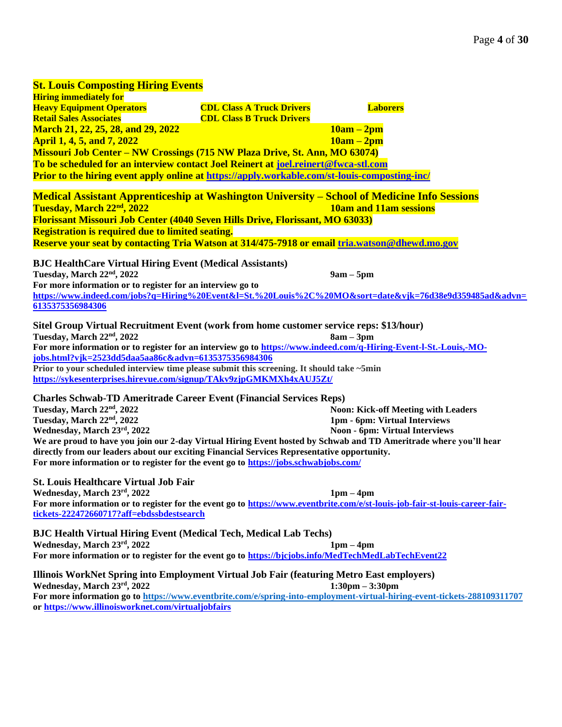**St. Louis Composting Hiring Events**

**Hiring immediately for**

**Heavy Equipment Operators** **CDL Class A Truck Drivers** **Laborers**

**Retail Sales Associates** **CDL Class B Truck Drivers**

**March 21, 22, 25, 28, and 29, 2022** **10am – 2pm**

**April 1, 4, 5, and 7, 2022** **10am – 2pm**

**Missouri Job Center – NW Crossings (715 NW Plaza Drive, St. Ann, MO 63074)**

**To be scheduled for an interview contact Joel Reinert at joel.reinert@fwca-stl.com**

**Prior to the hiring event apply online at https://apply.workable.com/st-louis-composting-inc/**

**Medical Assistant Apprenticeship at Washington University – School of Medicine Info Sessions**

**Tuesday, March 22nd, 2022** **10am and 11am sessions**

**Florissant Missouri Job Center (4040 Seven Hills Drive, Florissant, MO 63033)**

**Registration is required due to limited seating.**

**Reserve your seat by contacting Tria Watson at 314/475-7918 or email tria.watson@dhewd.mo.gov**

**BJC HealthCare Virtual Hiring Event (Medical Assistants)**

**Tuesday, March 22nd, 2022** **9am – 5pm**

**For more information or to register for an interview go to**
**https://www.indeed.com/jobs?q=Hiring%20Event&l=St.%20Louis%2C%20MO&sort=date&vjk=76d38e9d359485ad&advn=6135375356984306**

**Sitel Group Virtual Recruitment Event (work from home customer service reps: $13/hour)**

**Tuesday, March 22nd, 2022** **8am – 3pm**

**For more information or to register for an interview go to https://www.indeed.com/q-Hiring-Event-l-St.-Louis,-MO-jobs.html?vjk=2523dd5daa5aa86c&advn=6135375356984306**

**Prior to your scheduled interview time please submit this screening. It should take ~5min**
**https://sykesenterprises.hirevue.com/signup/TAkv9zjpGMKMXh4xAUJ5Zt/**

**Charles Schwab-TD Ameritrade Career Event (Financial Services Reps)**

**Tuesday, March 22nd, 2022** **Noon: Kick-off Meeting with Leaders**

**Tuesday, March 22nd, 2022** **1pm - 6pm: Virtual Interviews**

**Wednesday, March 23rd, 2022** **Noon - 6pm: Virtual Interviews**

**We are proud to have you join our 2-day Virtual Hiring Event hosted by Schwab and TD Ameritrade where you'll hear directly from our leaders about our exciting Financial Services Representative opportunity.**

**For more information or to register for the event go to https://jobs.schwabjobs.com/**

**St. Louis Healthcare Virtual Job Fair**

**Wednesday, March 23rd, 2022** **1pm – 4pm**

**For more information or to register for the event go to https://www.eventbrite.com/e/st-louis-job-fair-st-louis-career-fair-tickets-222472660717?aff=ebdssbdestsearch**

**BJC Health Virtual Hiring Event (Medical Tech, Medical Lab Techs)**

**Wednesday, March 23rd, 2022** **1pm – 4pm**

**For more information or to register for the event go to https://bjcjobs.info/MedTechMedLabTechEvent22**

**Illinois WorkNet Spring into Employment Virtual Job Fair (featuring Metro East employers)**

**Wednesday, March 23rd, 2022** **1:30pm – 3:30pm**

**For more information go to https://www.eventbrite.com/e/spring-into-employment-virtual-hiring-event-tickets-288109311707 or https://www.illinoisworknet.com/virtualjobfairs**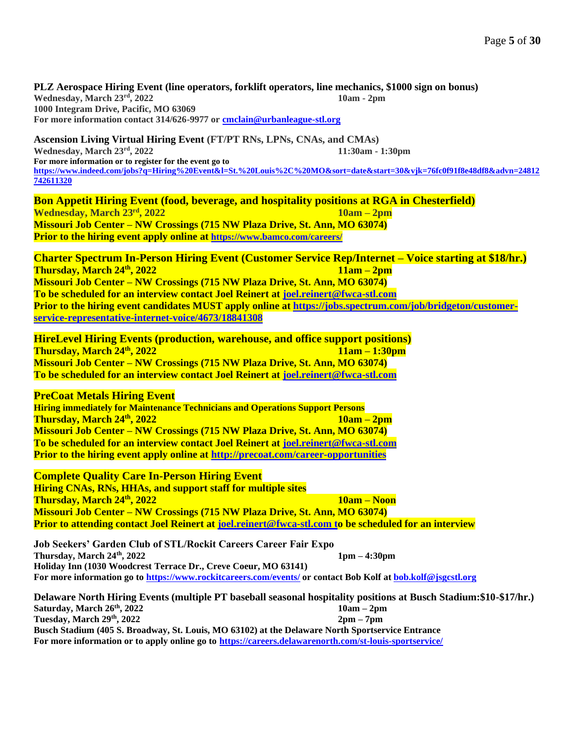**PLZ Aerospace Hiring Event (line operators, forklift operators, line mechanics, $1000 sign on bonus)**
**Wednesday, March 23rd, 2022 10am - 2pm**
**1000 Integram Drive, Pacific, MO 63069**
**For more information contact 314/626-9977 or cmclain@urbanleague-stl.org**

**Ascension Living Virtual Hiring Event (FT/PT RNs, LPNs, CNAs, and CMAs)**
**Wednesday, March 23rd, 2022 11:30am - 1:30pm**
**For more information or to register for the event go to**
**https://www.indeed.com/jobs?q=Hiring%20Event&l=St.%20Louis%2C%20MO&sort=date&start=30&vjk=76fc0f91f8e48df8&advn=24812742611320**

**Bon Appetit Hiring Event (food, beverage, and hospitality positions at RGA in Chesterfield)**
**Wednesday, March 23rd, 2022 10am – 2pm**
**Missouri Job Center – NW Crossings (715 NW Plaza Drive, St. Ann, MO 63074)**
**Prior to the hiring event apply online at https://www.bamco.com/careers/**

**Charter Spectrum In-Person Hiring Event (Customer Service Rep/Internet – Voice starting at $18/hr.)**
**Thursday, March 24th, 2022 11am – 2pm**
**Missouri Job Center – NW Crossings (715 NW Plaza Drive, St. Ann, MO 63074)**
**To be scheduled for an interview contact Joel Reinert at joel.reinert@fwca-stl.com**
**Prior to the hiring event candidates MUST apply online at https://jobs.spectrum.com/job/bridgeton/customer-service-representative-internet-voice/4673/18841308**

**HireLevel Hiring Events (production, warehouse, and office support positions)**
**Thursday, March 24th, 2022 11am – 1:30pm**
**Missouri Job Center – NW Crossings (715 NW Plaza Drive, St. Ann, MO 63074)**
**To be scheduled for an interview contact Joel Reinert at joel.reinert@fwca-stl.com**

**PreCoat Metals Hiring Event**
**Hiring immediately for Maintenance Technicians and Operations Support Persons**
**Thursday, March 24th, 2022 10am – 2pm**
**Missouri Job Center – NW Crossings (715 NW Plaza Drive, St. Ann, MO 63074)**
**To be scheduled for an interview contact Joel Reinert at joel.reinert@fwca-stl.com**
**Prior to the hiring event apply online at http://precoat.com/career-opportunities**

**Complete Quality Care In-Person Hiring Event**
**Hiring CNAs, RNs, HHAs, and support staff for multiple sites**
**Thursday, March 24th, 2022 10am – Noon**
**Missouri Job Center – NW Crossings (715 NW Plaza Drive, St. Ann, MO 63074)**
**Prior to attending contact Joel Reinert at joel.reinert@fwca-stl.com to be scheduled for an interview**

**Job Seekers' Garden Club of STL/Rockit Careers Career Fair Expo**
**Thursday, March 24th, 2022 1pm – 4:30pm**
**Holiday Inn (1030 Woodcrest Terrace Dr., Creve Coeur, MO 63141)**
**For more information go to https://www.rockitcareers.com/events/ or contact Bob Kolf at bob.kolf@jsgcstl.org**

**Delaware North Hiring Events (multiple PT baseball seasonal hospitality positions at Busch Stadium:$10-$17/hr.)**
**Saturday, March 26th, 2022 10am – 2pm**
**Tuesday, March 29th, 2022 2pm – 7pm**
**Busch Stadium (405 S. Broadway, St. Louis, MO 63102) at the Delaware North Sportservice Entrance**
**For more information or to apply online go to https://careers.delawarenorth.com/st-louis-sportservice/**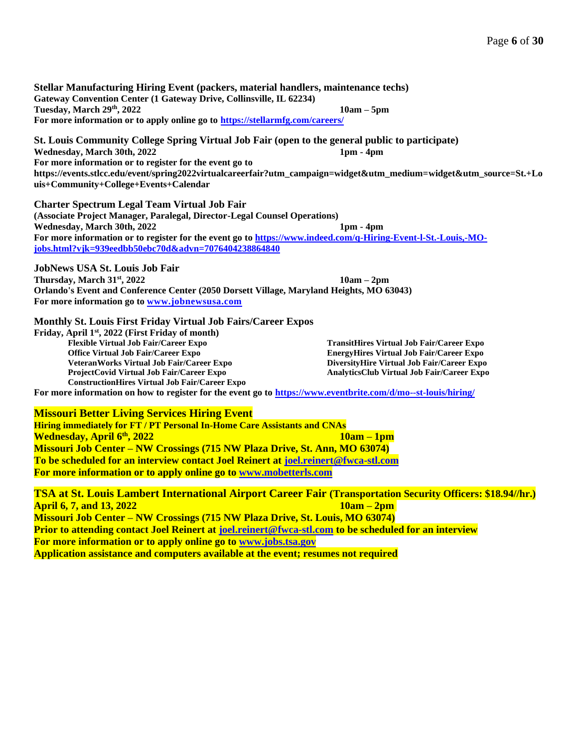**Stellar Manufacturing Hiring Event (packers, material handlers, maintenance techs)**
**Gateway Convention Center (1 Gateway Drive, Collinsville, IL 62234)**
**Tuesday, March 29th, 2022** **10am – 5pm**
**For more information or to apply online go to [https://stellarmfg.com/careers/](https://stellarmfg.com/careers/)**

**St. Louis Community College Spring Virtual Job Fair (open to the general public to participate)**
**Wednesday, March 30th, 2022** **1pm - 4pm**
**For more information or to register for the event go to https://events.stlcc.edu/event/spring2022virtualcareerfair?utm_campaign=widget&utm_medium=widget&utm_source=St.+Louis+Community+College+Events+Calendar**

**Charter Spectrum Legal Team Virtual Job Fair**
**(Associate Project Manager, Paralegal, Director-Legal Counsel Operations)**
**Wednesday, March 30th, 2022** **1pm - 4pm**
**For more information or to register for the event go to [https://www.indeed.com/q-Hiring-Event-l-St.-Louis,-MO-jobs.html?vjk=939eedbb50ebc70d&advn=7076404238864840](https://www.indeed.com/q-Hiring-Event-l-St.-Louis,-MO-jobs.html?vjk=939eedbb50ebc70d&advn=7076404238864840)**

**JobNews USA St. Louis Job Fair**
**Thursday, March 31st, 2022** **10am – 2pm**
**Orlando's Event and Conference Center (2050 Dorsett Village, Maryland Heights, MO 63043)**
**For more information go to [www.jobnewsusa.com](www.jobnewsusa.com)**

**Monthly St. Louis First Friday Virtual Job Fairs/Career Expos**
**Friday, April 1st, 2022 (First Friday of month)**

- **Flexible Virtual Job Fair/Career Expo**
- **Office Virtual Job Fair/Career Expo**
- **VeteranWorks Virtual Job Fair/Career Expo**
- **ProjectCovid Virtual Job Fair/Career Expo**
- **ConstructionHires Virtual Job Fair/Career Expo**
- **TransitHires Virtual Job Fair/Career Expo**
- **EnergyHires Virtual Job Fair/Career Expo**
- **DiversityHire Virtual Job Fair/Career Expo**
- **AnalyticsClub Virtual Job Fair/Career Expo**

**For more information on how to register for the event go to [https://www.eventbrite.com/d/mo--st-louis/hiring/](https://www.eventbrite.com/d/mo--st-louis/hiring/)**

**Missouri Better Living Services Hiring Event**
**Hiring immediately for FT / PT Personal In-Home Care Assistants and CNAs**
**Wednesday, April 6th, 2022** **10am – 1pm**
**Missouri Job Center – NW Crossings (715 NW Plaza Drive, St. Ann, MO 63074)**
**To be scheduled for an interview contact Joel Reinert at [joel.reinert@fwca-stl.com](mailto:joel.reinert@fwca-stl.com)**
**For more information or to apply online go to [www.mobetterls.com](www.mobetterls.com)**

**TSA at St. Louis Lambert International Airport Career Fair (Transportation Security Officers: $18.94//hr.)**
**April 6, 7, and 13, 2022** **10am – 2pm**
**Missouri Job Center – NW Crossings (715 NW Plaza Drive, St. Louis, MO 63074)**
**Prior to attending contact Joel Reinert at [joel.reinert@fwca-stl.com](mailto:joel.reinert@fwca-stl.com) to be scheduled for an interview**
**For more information or to apply online go to [www.jobs.tsa.gov](www.jobs.tsa.gov)**
**Application assistance and computers available at the event; resumes not required**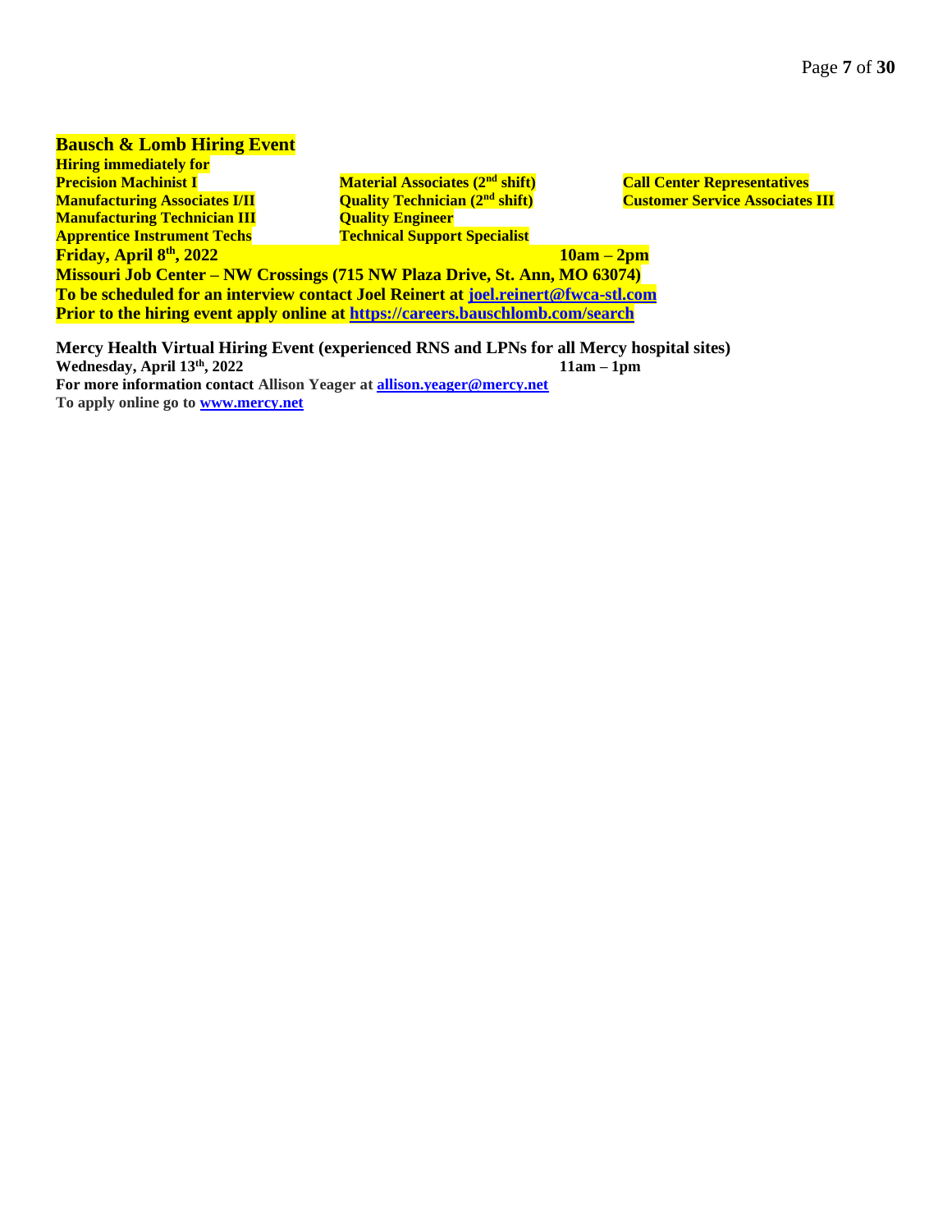## Bausch & Lomb Hiring Event

**Hiring immediately for**

**Precision Machinist I**
**Manufacturing Associates I/II**
**Manufacturing Technician III**
**Apprentice Instrument Techs**
**Material Associates (2nd shift)**
**Quality Technician (2nd shift)**
**Quality Engineer**
**Technical Support Specialist**
**Call Center Representatives**
**Customer Service Associates III**

**Friday, April 8th, 2022** **10am – 2pm**

**Missouri Job Center – NW Crossings (715 NW Plaza Drive, St. Ann, MO 63074)**

**To be scheduled for an interview contact Joel Reinert at [joel.reinert@fwca-stl.com](mailto:joel.reinert@fwca-stl.com)**

**Prior to the hiring event apply online at [https://careers.bauschlomb.com/search](https://careers.bauschlomb.com/search)**

**Mercy Health Virtual Hiring Event (experienced RNS and LPNs for all Mercy hospital sites)**

**Wednesday, April 13th, 2022** **11am – 1pm**

**For more information contact Allison Yeager at [allison.yeager@mercy.net](mailto:allison.yeager@mercy.net)**

**To apply online go to [www.mercy.net](http://www.mercy.net)**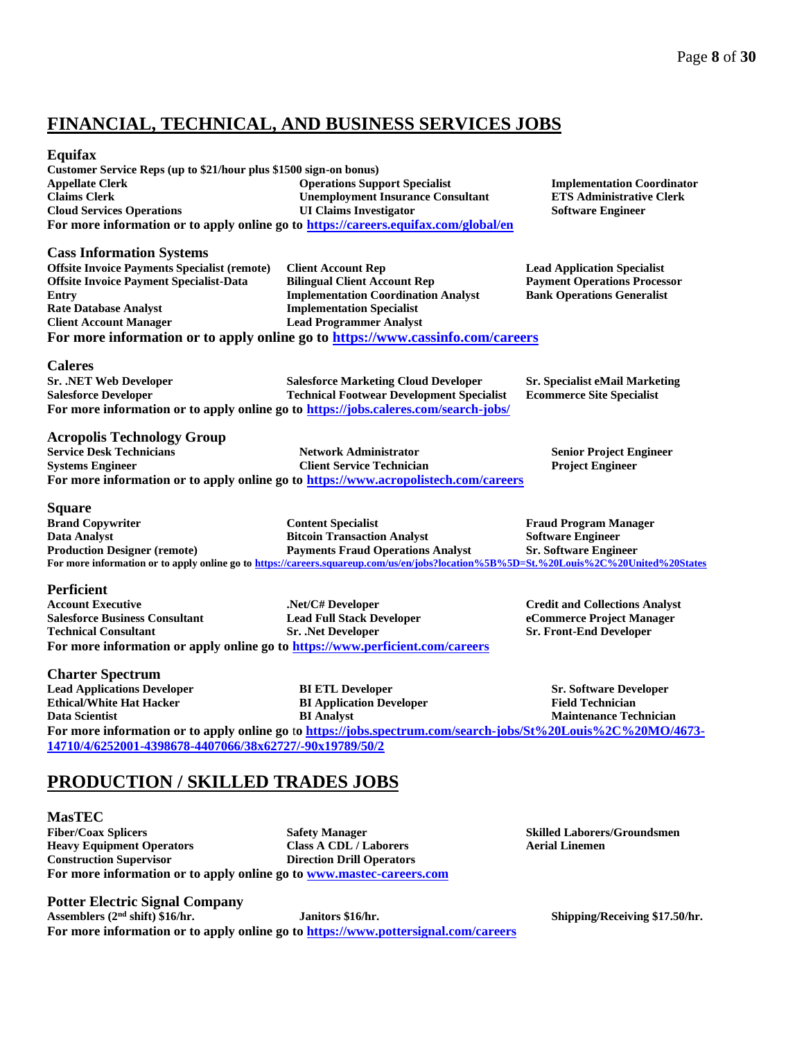## FINANCIAL, TECHNICAL, AND BUSINESS SERVICES JOBS

### Equifax

**Customer Service Reps (up to $21/hour plus $1500 sign-on bonus)**

| | | |
|---|---|---|
| **Appellate Clerk** | **Operations Support Specialist** | **Implementation Coordinator** |
| **Claims Clerk** | **Unemployment Insurance Consultant** | **ETS Administrative Clerk** |
| **Cloud Services Operations** | **UI Claims Investigator** | **Software Engineer** |

**For more information or to apply online go to [https://careers.equifax.com/global/en](https://careers.equifax.com/global/en)**

### Cass Information Systems

| | | |
|---|---|---|
| **Offsite Invoice Payments Specialist (remote)** | **Client Account Rep** | **Lead Application Specialist** |
| **Offsite Invoice Payment Specialist-Data Entry** | **Bilingual Client Account Rep** | **Payment Operations Processor** |
| **Rate Database Analyst** | **Implementation Coordination Analyst** | **Bank Operations Generalist** |
| **Client Account Manager** | **Implementation Specialist** | |
| | **Lead Programmer Analyst** | |

**For more information or to apply online go to [https://www.cassinfo.com/careers](https://www.cassinfo.com/careers)**

### Caleres

| | | |
|---|---|---|
| **Sr. .NET Web Developer** | **Salesforce Marketing Cloud Developer** | **Sr. Specialist eMail Marketing** |
| **Salesforce Developer** | **Technical Footwear Development Specialist** | **Ecommerce Site Specialist** |

**For more information or to apply online go to [https://jobs.caleres.com/search-jobs/](https://jobs.caleres.com/search-jobs/)**

### Acropolis Technology Group

| | | |
|---|---|---|
| **Service Desk Technicians** | **Network Administrator** | **Senior Project Engineer** |
| **Systems Engineer** | **Client Service Technician** | **Project Engineer** |

**For more information or to apply online go to [https://www.acropolistech.com/careers](https://www.acropolistech.com/careers)**

### Square

| | | |
|---|---|---|
| **Brand Copywriter** | **Content Specialist** | **Fraud Program Manager** |
| **Data Analyst** | **Bitcoin Transaction Analyst** | **Software Engineer** |
| **Production Designer (remote)** | **Payments Fraud Operations Analyst** | **Sr. Software Engineer** |

**For more information or to apply online go to [https://careers.squareup.com/us/en/jobs?location%5B%5D=St.%20Louis%2C%20United%20States](https://careers.squareup.com/us/en/jobs?location%5B%5D=St.%20Louis%2C%20United%20States)**

### Perficient

| | | |
|---|---|---|
| **Account Executive** | **.Net/C# Developer** | **Credit and Collections Analyst** |
| **Salesforce Business Consultant** | **Lead Full Stack Developer** | **eCommerce Project Manager** |
| **Technical Consultant** | **Sr. .Net Developer** | **Sr. Front-End Developer** |

**For more information or apply online go to [https://www.perficient.com/careers](https://www.perficient.com/careers)**

### Charter Spectrum

| | | |
|---|---|---|
| **Lead Applications Developer** | **BI ETL Developer** | **Sr. Software Developer** |
| **Ethical/White Hat Hacker** | **BI Application Developer** | **Field Technician** |
| **Data Scientist** | **BI Analyst** | **Maintenance Technician** |

**For more information or to apply online go to [https://jobs.spectrum.com/search-jobs/St%20Louis%2C%20MO/4673-14710/4/6252001-4398678-4407066/38x62727/-90x19789/50/2](https://jobs.spectrum.com/search-jobs/St%20Louis%2C%20MO/4673-14710/4/6252001-4398678-4407066/38x62727/-90x19789/50/2)**

## PRODUCTION / SKILLED TRADES JOBS

### MasTEC

| | | |
|---|---|---|
| **Fiber/Coax Splicers** | **Safety Manager** | **Skilled Laborers/Groundsmen** |
| **Heavy Equipment Operators** | **Class A CDL / Laborers** | **Aerial Linemen** |
| **Construction Supervisor** | **Direction Drill Operators** | |

**For more information or to apply online go to [www.mastec-careers.com](http://www.mastec-careers.com)**

### Potter Electric Signal Company

| | | |
|---|---|---|
| **Assemblers (2nd shift) $16/hr.** | **Janitors $16/hr.** | **Shipping/Receiving $17.50/hr.** |

**For more information or to apply online go to [https://www.pottersignal.com/careers](https://www.pottersignal.com/careers)**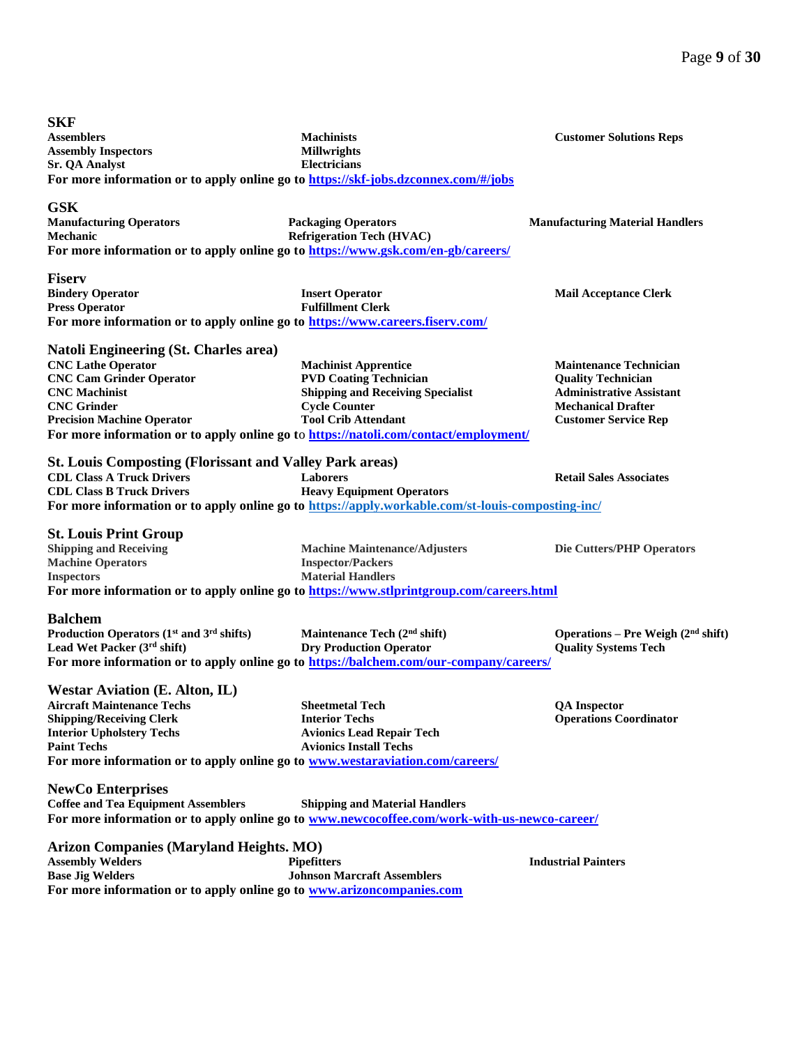## SKF

**Assemblers**
**Assembly Inspectors**
**Sr. QA Analyst**
**Machinists**
**Millwrights**
**Electricians**
**Customer Solutions Reps**

**For more information or to apply online go to [https://skf-jobs.dzconnex.com/#/jobs](https://skf-jobs.dzconnex.com/#/jobs)**

## GSK

**Manufacturing Operators**
**Mechanic**
**Packaging Operators**
**Refrigeration Tech (HVAC)**
**Manufacturing Material Handlers**

**For more information or to apply online go to [https://www.gsk.com/en-gb/careers/](https://www.gsk.com/en-gb/careers/)**

## Fiserv

**Bindery Operator**
**Press Operator**
**Insert Operator**
**Fulfillment Clerk**
**Mail Acceptance Clerk**

**For more information or to apply online go to [https://www.careers.fiserv.com/](https://www.careers.fiserv.com/)**

## Natoli Engineering (St. Charles area)

**CNC Lathe Operator**
**CNC Cam Grinder Operator**
**CNC Machinist**
**CNC Grinder**
**Precision Machine Operator**
**Machinist Apprentice**
**PVD Coating Technician**
**Shipping and Receiving Specialist**
**Cycle Counter**
**Tool Crib Attendant**
**Maintenance Technician**
**Quality Technician**
**Administrative Assistant**
**Mechanical Drafter**
**Customer Service Rep**

**For more information or to apply online go to [https://natoli.com/contact/employment/](https://natoli.com/contact/employment/)**

## St. Louis Composting (Florissant and Valley Park areas)

**CDL Class A Truck Drivers**
**CDL Class B Truck Drivers**
**Laborers**
**Heavy Equipment Operators**
**Retail Sales Associates**

**For more information or to apply online go to [https://apply.workable.com/st-louis-composting-inc/](https://apply.workable.com/st-louis-composting-inc/)**

## St. Louis Print Group

**Shipping and Receiving**
**Machine Operators**
**Inspectors**
**Machine Maintenance/Adjusters**
**Inspector/Packers**
**Material Handlers**
**Die Cutters/PHP Operators**

**For more information or to apply online go to [https://www.stlprintgroup.com/careers.html](https://www.stlprintgroup.com/careers.html)**

## Balchem

**Production Operators (1st and 3rd shifts)**
**Lead Wet Packer (3rd shift)**
**Maintenance Tech (2nd shift)**
**Dry Production Operator**
**Operations – Pre Weigh (2nd shift)**
**Quality Systems Tech**

**For more information or to apply online go to [https://balchem.com/our-company/careers/](https://balchem.com/our-company/careers/)**

## Westar Aviation (E. Alton, IL)

**Aircraft Maintenance Techs**
**Shipping/Receiving Clerk**
**Interior Upholstery Techs**
**Paint Techs**
**Sheetmetal Tech**
**Interior Techs**
**Avionics Lead Repair Tech**
**Avionics Install Techs**
**QA Inspector**
**Operations Coordinator**

**For more information or to apply online go to [www.westaraviation.com/careers/](www.westaraviation.com/careers/)**

## NewCo Enterprises

**Coffee and Tea Equipment Assemblers**
**Shipping and Material Handlers**

**For more information or to apply online go to [www.newcocoffee.com/work-with-us-newco-career/](www.newcocoffee.com/work-with-us-newco-career/)**

## Arizon Companies (Maryland Heights. MO)

**Assembly Welders**
**Base Jig Welders**
**Pipefitters**
**Johnson Marcraft Assemblers**
**Industrial Painters**

**For more information or to apply online go to [www.arizoncompanies.com](www.arizoncompanies.com)**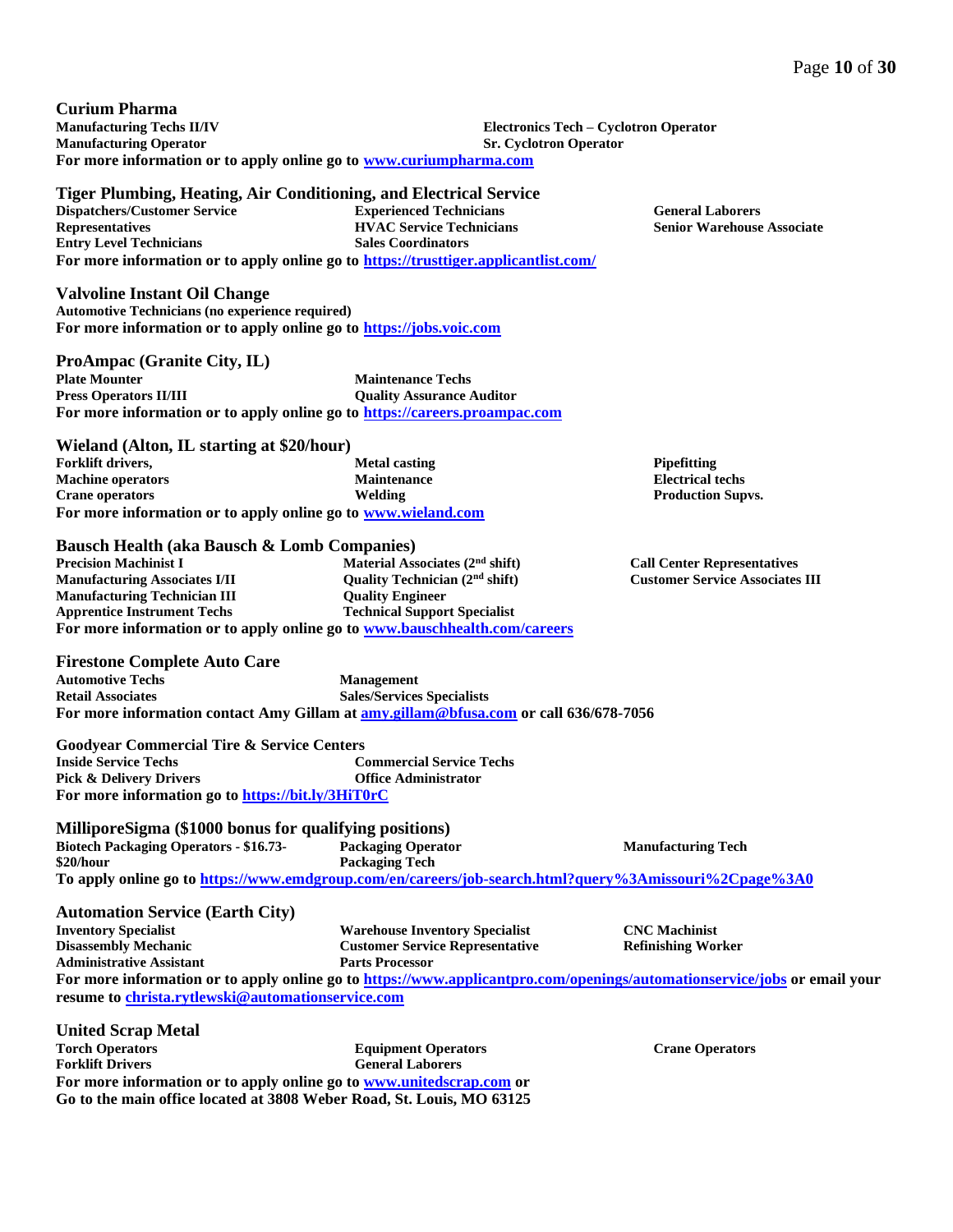## Curium Pharma

**Manufacturing Techs II/IV**
**Manufacturing Operator**
**Electronics Tech – Cyclotron Operator**
**Sr. Cyclotron Operator**

**For more information or to apply online go to [www.curiumpharma.com](www.curiumpharma.com)**

## Tiger Plumbing, Heating, Air Conditioning, and Electrical Service

**Dispatchers/Customer Service Representatives**
**Entry Level Technicians**
**Experienced Technicians**
**HVAC Service Technicians**
**Sales Coordinators**
**General Laborers**
**Senior Warehouse Associate**

**For more information or to apply online go to [https://trusttiger.applicantlist.com/](https://trusttiger.applicantlist.com/)**

## Valvoline Instant Oil Change

**Automotive Technicians (no experience required)**

**For more information or to apply online go to [https://jobs.voic.com](https://jobs.voic.com)**

## ProAmpac (Granite City, IL)

**Plate Mounter**
**Press Operators II/III**
**Maintenance Techs**
**Quality Assurance Auditor**

**For more information or to apply online go to [https://careers.proampac.com](https://careers.proampac.com)**

## Wieland (Alton, IL starting at $20/hour)

**Forklift drivers,**
**Machine operators**
**Crane operators**
**Metal casting**
**Maintenance**
**Welding**
**Pipefitting**
**Electrical techs**
**Production Supvs.**

**For more information or to apply online go to [www.wieland.com](www.wieland.com)**

## Bausch Health (aka Bausch & Lomb Companies)

**Precision Machinist I**
**Manufacturing Associates I/II**
**Manufacturing Technician III**
**Apprentice Instrument Techs**
**Material Associates (2nd shift)**
**Quality Technician (2nd shift)**
**Quality Engineer**
**Technical Support Specialist**
**Call Center Representatives**
**Customer Service Associates III**

**For more information or to apply online go to [www.bauschhealth.com/careers](www.bauschhealth.com/careers)**

## Firestone Complete Auto Care

**Automotive Techs**
**Retail Associates**
**Management**
**Sales/Services Specialists**

**For more information contact Amy Gillam at [amy.gillam@bfusa.com](mailto:amy.gillam@bfusa.com) or call 636/678-7056**

## Goodyear Commercial Tire & Service Centers

**Inside Service Techs**
**Pick & Delivery Drivers**
**Commercial Service Techs**
**Office Administrator**

**For more information go to [https://bit.ly/3HiT0rC](https://bit.ly/3HiT0rC)**

## MilliporeSigma ($1000 bonus for qualifying positions)

**Biotech Packaging Operators - $16.73-$20/hour**
**Packaging Operator**
**Packaging Tech**
**Manufacturing Tech**

**To apply online go to [https://www.emdgroup.com/en/careers/job-search.html?query%3Amissouri%2Cpage%3A0](https://www.emdgroup.com/en/careers/job-search.html?query%3Amissouri%2Cpage%3A0)**

## Automation Service (Earth City)

**Inventory Specialist**
**Disassembly Mechanic**
**Administrative Assistant**
**Warehouse Inventory Specialist**
**Customer Service Representative**
**Parts Processor**
**CNC Machinist**
**Refinishing Worker**

**For more information or to apply online go to [https://www.applicantpro.com/openings/automationservice/jobs](https://www.applicantpro.com/openings/automationservice/jobs) or email your resume to [christa.rytlewski@automationservice.com](mailto:christa.rytlewski@automationservice.com)**

## United Scrap Metal

**Torch Operators**
**Forklift Drivers**
**Equipment Operators**
**General Laborers**
**Crane Operators**

**For more information or to apply online go to [www.unitedscrap.com](www.unitedscrap.com) or**
**Go to the main office located at 3808 Weber Road, St. Louis, MO 63125**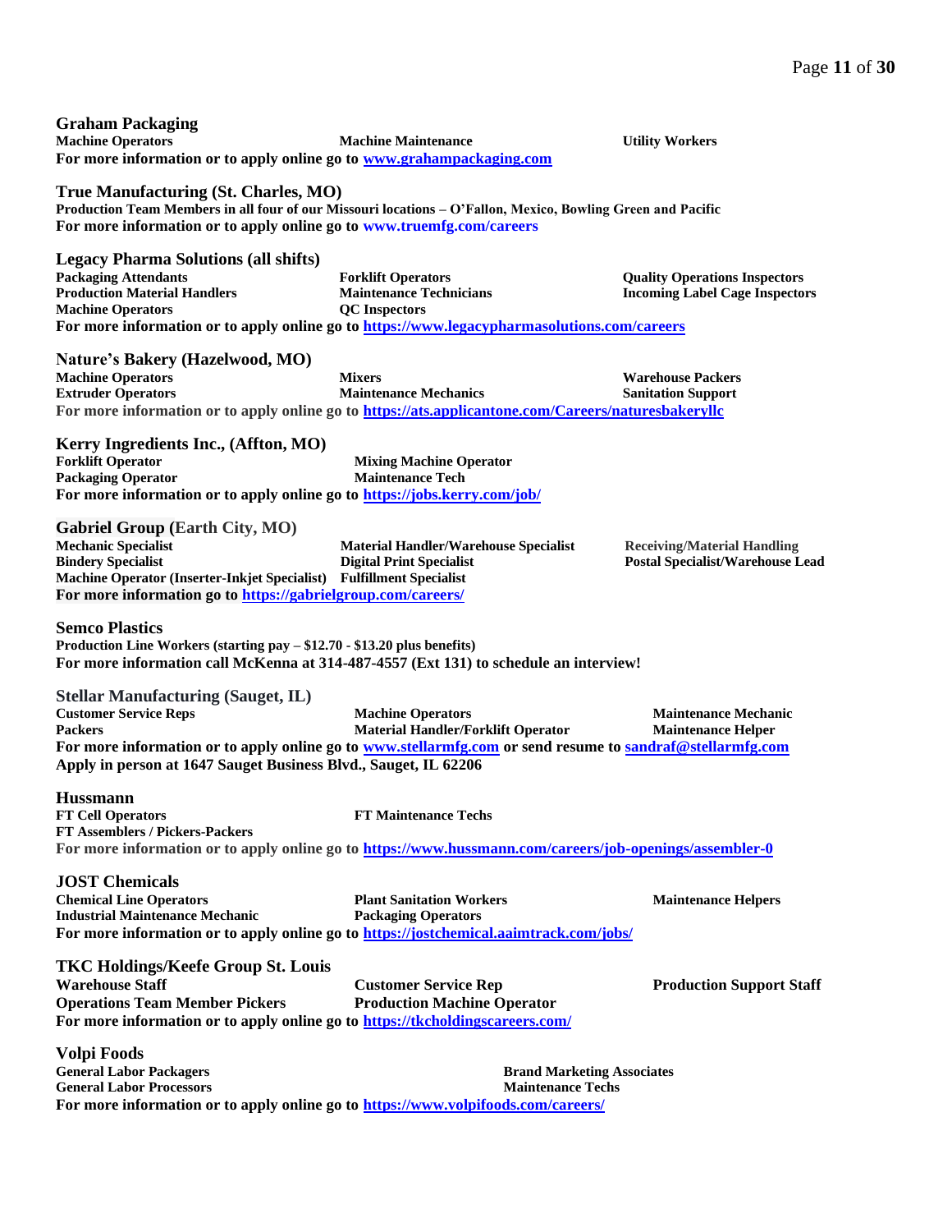## Graham Packaging

**Machine Operators** **Machine Maintenance** **Utility Workers**

**For more information or to apply online go to [www.grahampackaging.com](www.grahampackaging.com)**

## True Manufacturing (St. Charles, MO)

**Production Team Members in all four of our Missouri locations – O'Fallon, Mexico, Bowling Green and Pacific**

**For more information or to apply online go to www.truemfg.com/careers**

## Legacy Pharma Solutions (all shifts)

**Packaging Attendants**
**Forklift Operators**
**Quality Operations Inspectors**
**Production Material Handlers**
**Maintenance Technicians**
**Incoming Label Cage Inspectors**
**Machine Operators**
**QC Inspectors**

**For more information or to apply online go to [https://www.legacypharmasolutions.com/careers](https://www.legacypharmasolutions.com/careers)**

## Nature's Bakery (Hazelwood, MO)

**Machine Operators**
**Mixers**
**Warehouse Packers**
**Extruder Operators**
**Maintenance Mechanics**
**Sanitation Support**

**For more information or to apply online go to [https://ats.applicantone.com/Careers/naturesbakeryllc](https://ats.applicantone.com/Careers/naturesbakeryllc)**

## Kerry Ingredients Inc., (Affton, MO)

**Forklift Operator**
**Mixing Machine Operator**
**Packaging Operator**
**Maintenance Tech**

**For more information or to apply online go to [https://jobs.kerry.com/job/](https://jobs.kerry.com/job/)**

## Gabriel Group (Earth City, MO)

**Mechanic Specialist**
**Material Handler/Warehouse Specialist**
**Receiving/Material Handling**
**Bindery Specialist**
**Digital Print Specialist**
**Postal Specialist/Warehouse Lead**
**Machine Operator (Inserter-Inkjet Specialist)**
**Fulfillment Specialist**

**For more information go to [https://gabrielgroup.com/careers/](https://gabrielgroup.com/careers/)**

## Semco Plastics

**Production Line Workers (starting pay – $12.70 - $13.20 plus benefits)**

**For more information call McKenna at 314-487-4557 (Ext 131) to schedule an interview!**

## Stellar Manufacturing (Sauget, IL)

**Customer Service Reps**
**Machine Operators**
**Maintenance Mechanic**
**Packers**
**Material Handler/Forklift Operator**
**Maintenance Helper**

**For more information or to apply online go to [www.stellarmfg.com](www.stellarmfg.com) or send resume to [sandraf@stellarmfg.com](mailto:sandraf@stellarmfg.com)**

**Apply in person at 1647 Sauget Business Blvd., Sauget, IL 62206**

## Hussmann

**FT Cell Operators**
**FT Maintenance Techs**
**FT Assemblers / Pickers-Packers**

**For more information or to apply online go to [https://www.hussmann.com/careers/job-openings/assembler-0](https://www.hussmann.com/careers/job-openings/assembler-0)**

## JOST Chemicals

**Chemical Line Operators**
**Plant Sanitation Workers**
**Maintenance Helpers**
**Industrial Maintenance Mechanic**
**Packaging Operators**

**For more information or to apply online go to [https://jostchemical.aaimtrack.com/jobs/](https://jostchemical.aaimtrack.com/jobs/)**

## TKC Holdings/Keefe Group St. Louis

**Warehouse Staff**
**Customer Service Rep**
**Production Support Staff**
**Operations Team Member Pickers**
**Production Machine Operator**

**For more information or to apply online go to [https://tkcholdingscareers.com/](https://tkcholdingscareers.com/)**

## Volpi Foods

**General Labor Packagers**
**Brand Marketing Associates**
**General Labor Processors**
**Maintenance Techs**

**For more information or to apply online go to [https://www.volpifoods.com/careers/](https://www.volpifoods.com/careers/)**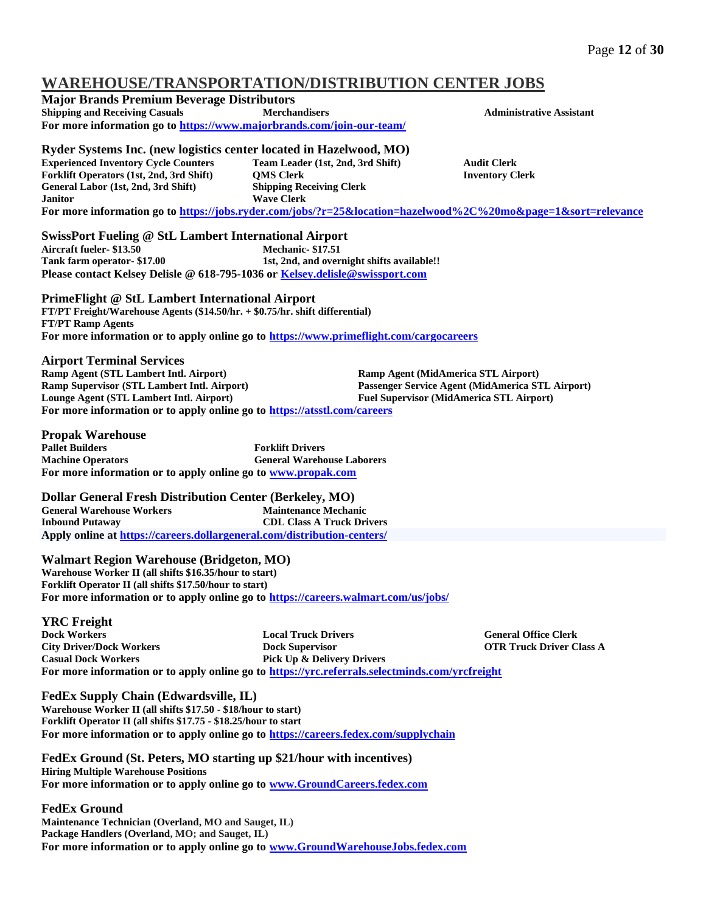# WAREHOUSE/TRANSPORTATION/DISTRIBUTION CENTER JOBS

### Major Brands Premium Beverage Distributors

**Shipping and Receiving Casuals**
**Merchandisers**
**Administrative Assistant**

**For more information go to https://www.majorbrands.com/join-our-team/**

### Ryder Systems Inc. (new logistics center located in Hazelwood, MO)

**Experienced Inventory Cycle Counters**
**Forklift Operators (1st, 2nd, 3rd Shift)**
**General Labor (1st, 2nd, 3rd Shift)**
**Janitor**
**Team Leader (1st, 2nd, 3rd Shift)**
**QMS Clerk**
**Shipping Receiving Clerk**
**Wave Clerk**
**Audit Clerk**
**Inventory Clerk**

**For more information go to https://jobs.ryder.com/jobs/?r=25&location=hazelwood%2C%20mo&page=1&sort=relevance**

### SwissPort Fueling @ StL Lambert International Airport

**Aircraft fueler- $13.50**
**Tank farm operator- $17.00**
**Mechanic- $17.51**
**1st, 2nd, and overnight shifts available!!**

**Please contact Kelsey Delisle @ 618-795-1036 or Kelsey.delisle@swissport.com**

### PrimeFlight @ StL Lambert International Airport

**FT/PT Freight/Warehouse Agents ($14.50/hr. + $0.75/hr. shift differential)**
**FT/PT Ramp Agents**

**For more information or to apply online go to https://www.primeflight.com/cargocareers**

### Airport Terminal Services

**Ramp Agent (STL Lambert Intl. Airport)**
**Ramp Supervisor (STL Lambert Intl. Airport)**
**Lounge Agent (STL Lambert Intl. Airport)**
**Ramp Agent (MidAmerica STL Airport)**
**Passenger Service Agent (MidAmerica STL Airport)**
**Fuel Supervisor (MidAmerica STL Airport)**

**For more information or to apply online go to https://atsstl.com/careers**

### Propak Warehouse

**Pallet Builders**
**Machine Operators**
**Forklift Drivers**
**General Warehouse Laborers**

**For more information or to apply online go to www.propak.com**

### Dollar General Fresh Distribution Center (Berkeley, MO)

**General Warehouse Workers**
**Inbound Putaway**
**Maintenance Mechanic**
**CDL Class A Truck Drivers**

**Apply online at https://careers.dollargeneral.com/distribution-centers/**

### Walmart Region Warehouse (Bridgeton, MO)

**Warehouse Worker II (all shifts $16.35/hour to start)**
**Forklift Operator II (all shifts $17.50/hour to start)**

**For more information or to apply online go to https://careers.walmart.com/us/jobs/**

### YRC Freight

**Dock Workers**
**City Driver/Dock Workers**
**Casual Dock Workers**
**Local Truck Drivers**
**Dock Supervisor**
**Pick Up & Delivery Drivers**
**General Office Clerk**
**OTR Truck Driver Class A**

**For more information or to apply online go to https://yrc.referrals.selectminds.com/yrcfreight**

### FedEx Supply Chain (Edwardsville, IL)

**Warehouse Worker II (all shifts $17.50 - $18/hour to start)**
**Forklift Operator II (all shifts $17.75 - $18.25/hour to start**

**For more information or to apply online go to https://careers.fedex.com/supplychain**

### FedEx Ground (St. Peters, MO starting up $21/hour with incentives)

**Hiring Multiple Warehouse Positions**

**For more information or to apply online go to www.GroundCareers.fedex.com**

### FedEx Ground

**Maintenance Technician (Overland, MO and Sauget, IL)**
**Package Handlers (Overland, MO; and Sauget, IL)**

**For more information or to apply online go to www.GroundWarehouseJobs.fedex.com**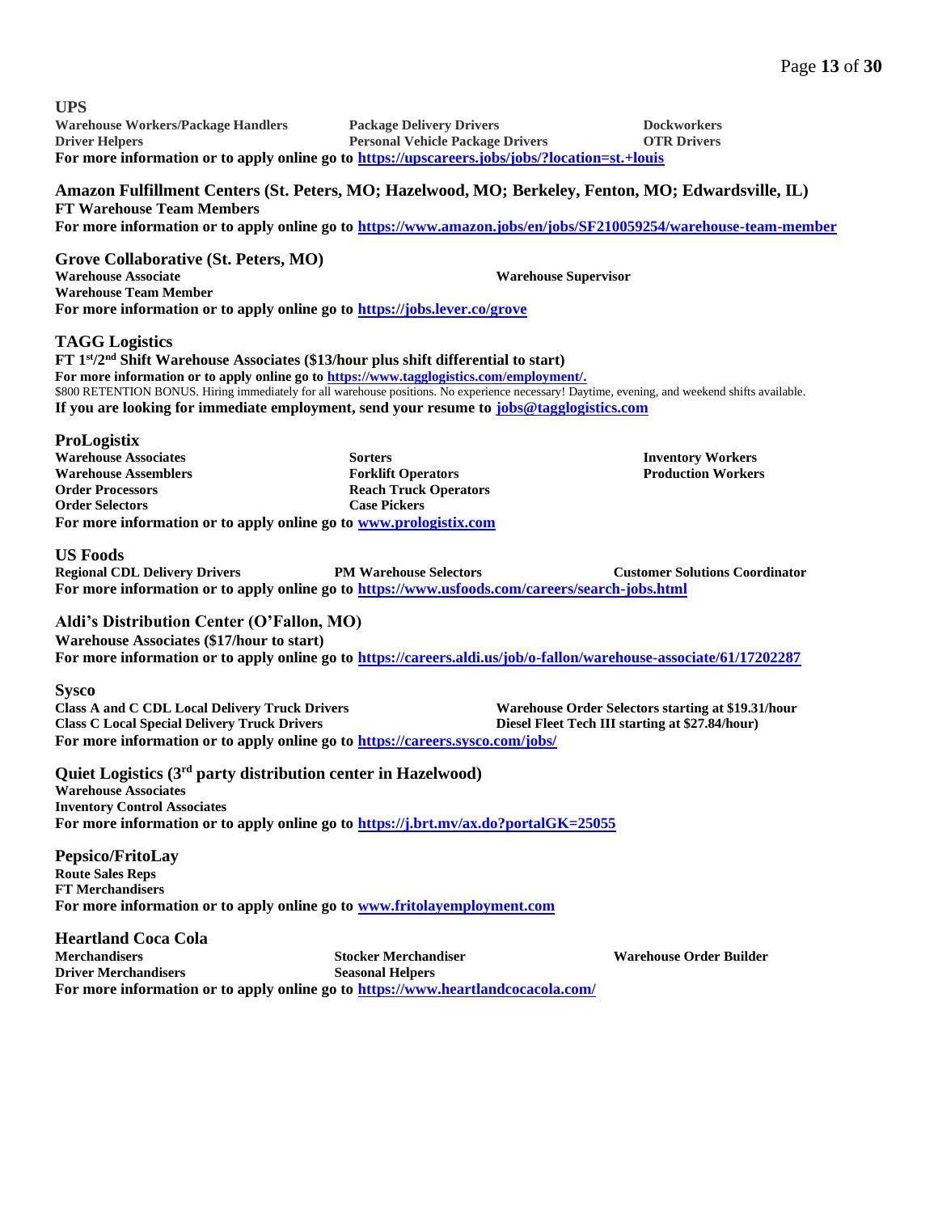## UPS

**Warehouse Workers/Package Handlers** | **Package Delivery Drivers** | **Dockworkers**
**Driver Helpers** | **Personal Vehicle Package Drivers** | **OTR Drivers**

**For more information or to apply online go to [https://upscareers.jobs/jobs/?location=st.+louis](https://upscareers.jobs/jobs/?location=st.+louis)**

## Amazon Fulfillment Centers (St. Peters, MO; Hazelwood, MO; Berkeley, Fenton, MO; Edwardsville, IL)

**FT Warehouse Team Members**

**For more information or to apply online go to [https://www.amazon.jobs/en/jobs/SF210059254/warehouse-team-member](https://www.amazon.jobs/en/jobs/SF210059254/warehouse-team-member)**

## Grove Collaborative (St. Peters, MO)

**Warehouse Associate**
**Warehouse Supervisor**
**Warehouse Team Member**

**For more information or to apply online go to [https://jobs.lever.co/grove](https://jobs.lever.co/grove)**

## TAGG Logistics

**FT 1st/2nd Shift Warehouse Associates ($13/hour plus shift differential to start)**

**For more information or to apply online go to [https://www.tagglogistics.com/employment/.](https://www.tagglogistics.com/employment/)**

$800 RETENTION BONUS. Hiring immediately for all warehouse positions. No experience necessary! Daytime, evening, and weekend shifts available.

**If you are looking for immediate employment, send your resume to [jobs@tagglogistics.com](mailto:jobs@tagglogistics.com)**

## ProLogistix

- **Warehouse Associates**
- **Warehouse Assemblers**
- **Order Processors**
- **Order Selectors**
- **Sorters**
- **Forklift Operators**
- **Reach Truck Operators**
- **Case Pickers**
- **Inventory Workers**
- **Production Workers**

**For more information or to apply online go to [www.prologistix.com](http://www.prologistix.com)**

## US Foods

**Regional CDL Delivery Drivers** | **PM Warehouse Selectors** | **Customer Solutions Coordinator**

**For more information or to apply online go to [https://www.usfoods.com/careers/search-jobs.html](https://www.usfoods.com/careers/search-jobs.html)**

## Aldi's Distribution Center (O'Fallon, MO)

**Warehouse Associates ($17/hour to start)**

**For more information or to apply online go to [https://careers.aldi.us/job/o-fallon/warehouse-associate/61/17202287](https://careers.aldi.us/job/o-fallon/warehouse-associate/61/17202287)**

## Sysco

- **Class A and C CDL Local Delivery Truck Drivers**
- **Class C Local Special Delivery Truck Drivers**
- **Warehouse Order Selectors starting at $19.31/hour**
- **Diesel Fleet Tech III starting at $27.84/hour)**

**For more information or to apply online go to [https://careers.sysco.com/jobs/](https://careers.sysco.com/jobs/)**

## Quiet Logistics (3rd party distribution center in Hazelwood)

**Warehouse Associates**
**Inventory Control Associates**

**For more information or to apply online go to [https://j.brt.mv/ax.do?portalGK=25055](https://j.brt.mv/ax.do?portalGK=25055)**

## Pepsico/FritoLay

**Route Sales Reps**
**FT Merchandisers**

**For more information or to apply online go to [www.fritolayemployment.com](http://www.fritolayemployment.com)**

## Heartland Coca Cola

- **Merchandisers**
- **Driver Merchandisers**
- **Stocker Merchandiser**
- **Seasonal Helpers**
- **Warehouse Order Builder**

**For more information or to apply online go to [https://www.heartlandcocacola.com/](https://www.heartlandcocacola.com/)**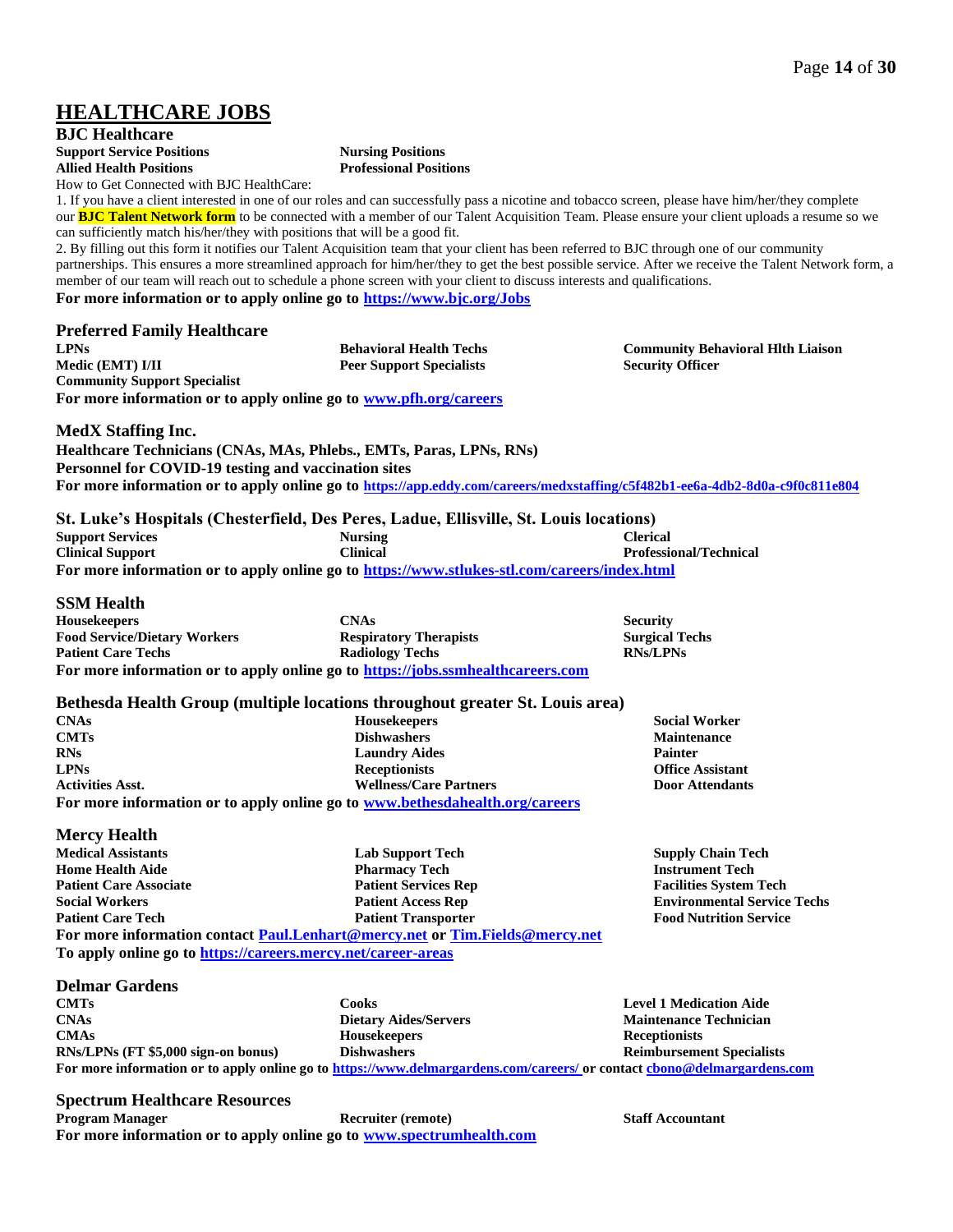# HEALTHCARE JOBS

## BJC Healthcare

| | |
|---|---|
| **Support Service Positions** | **Nursing Positions** |
| **Allied Health Positions** | **Professional Positions** |

How to Get Connected with BJC HealthCare:

1. If you have a client interested in one of our roles and can successfully pass a nicotine and tobacco screen, please have him/her/they complete our **BJC Talent Network form** to be connected with a member of our Talent Acquisition Team. Please ensure your client uploads a resume so we can sufficiently match his/her/they with positions that will be a good fit.
2. By filling out this form it notifies our Talent Acquisition team that your client has been referred to BJC through one of our community partnerships. This ensures a more streamlined approach for him/her/they to get the best possible service. After we receive the Talent Network form, a member of our team will reach out to schedule a phone screen with your client to discuss interests and qualifications.

**For more information or to apply online go to [https://www.bjc.org/Jobs](https://www.bjc.org/Jobs)**

## Preferred Family Healthcare

| | | |
|---|---|---|
| **LPNs** | **Behavioral Health Techs** | **Community Behavioral Hlth Liaison** |
| **Medic (EMT) I/II** | **Peer Support Specialists** | **Security Officer** |
| **Community Support Specialist** | | |

**For more information or to apply online go to [www.pfh.org/careers](www.pfh.org/careers)**

## MedX Staffing Inc.

**Healthcare Technicians (CNAs, MAs, Phlebs., EMTs, Paras, LPNs, RNs)**
**Personnel for COVID-19 testing and vaccination sites**
**For more information or to apply online go to [https://app.eddy.com/careers/medxstaffing/c5f482b1-ee6a-4db2-8d0a-c9f0c811e804](https://app.eddy.com/careers/medxstaffing/c5f482b1-ee6a-4db2-8d0a-c9f0c811e804)**

## St. Luke's Hospitals (Chesterfield, Des Peres, Ladue, Ellisville, St. Louis locations)

| | | |
|---|---|---|
| **Support Services** | **Nursing** | **Clerical** |
| **Clinical Support** | **Clinical** | **Professional/Technical** |

**For more information or to apply online go to [https://www.stlukes-stl.com/careers/index.html](https://www.stlukes-stl.com/careers/index.html)**

## SSM Health

| | | |
|---|---|---|
| **Housekeepers** | **CNAs** | **Security** |
| **Food Service/Dietary Workers** | **Respiratory Therapists** | **Surgical Techs** |
| **Patient Care Techs** | **Radiology Techs** | **RNs/LPNs** |

**For more information or to apply online go to [https://jobs.ssmhealthcareers.com](https://jobs.ssmhealthcareers.com)**

## Bethesda Health Group (multiple locations throughout greater St. Louis area)

| | | |
|---|---|---|
| **CNAs** | **Housekeepers** | **Social Worker** |
| **CMTs** | **Dishwashers** | **Maintenance** |
| **RNs** | **Laundry Aides** | **Painter** |
| **LPNs** | **Receptionists** | **Office Assistant** |
| **Activities Asst.** | **Wellness/Care Partners** | **Door Attendants** |

**For more information or to apply online go to [www.bethesdahealth.org/careers](www.bethesdahealth.org/careers)**

## Mercy Health

| | | |
|---|---|---|
| **Medical Assistants** | **Lab Support Tech** | **Supply Chain Tech** |
| **Home Health Aide** | **Pharmacy Tech** | **Instrument Tech** |
| **Patient Care Associate** | **Patient Services Rep** | **Facilities System Tech** |
| **Social Workers** | **Patient Access Rep** | **Environmental Service Techs** |
| **Patient Care Tech** | **Patient Transporter** | **Food Nutrition Service** |

**For more information contact [Paul.Lenhart@mercy.net](mailto:Paul.Lenhart@mercy.net) or [Tim.Fields@mercy.net](mailto:Tim.Fields@mercy.net)**
**To apply online go to [https://careers.mercy.net/career-areas](https://careers.mercy.net/career-areas)**

## Delmar Gardens

| | | |
|---|---|---|
| **CMTs** | **Cooks** | **Level 1 Medication Aide** |
| **CNAs** | **Dietary Aides/Servers** | **Maintenance Technician** |
| **CMAs** | **Housekeepers** | **Receptionists** |
| **RNs/LPNs (FT $5,000 sign-on bonus)** | **Dishwashers** | **Reimbursement Specialists** |

**For more information or to apply online go to [https://www.delmargardens.com/careers/](https://www.delmargardens.com/careers/) or contact [cbono@delmargardens.com](mailto:cbono@delmargardens.com)**

## Spectrum Healthcare Resources

| | | |
|---|---|---|
| **Program Manager** | **Recruiter (remote)** | **Staff Accountant** |

**For more information or to apply online go to [www.spectrumhealth.com](www.spectrumhealth.com)**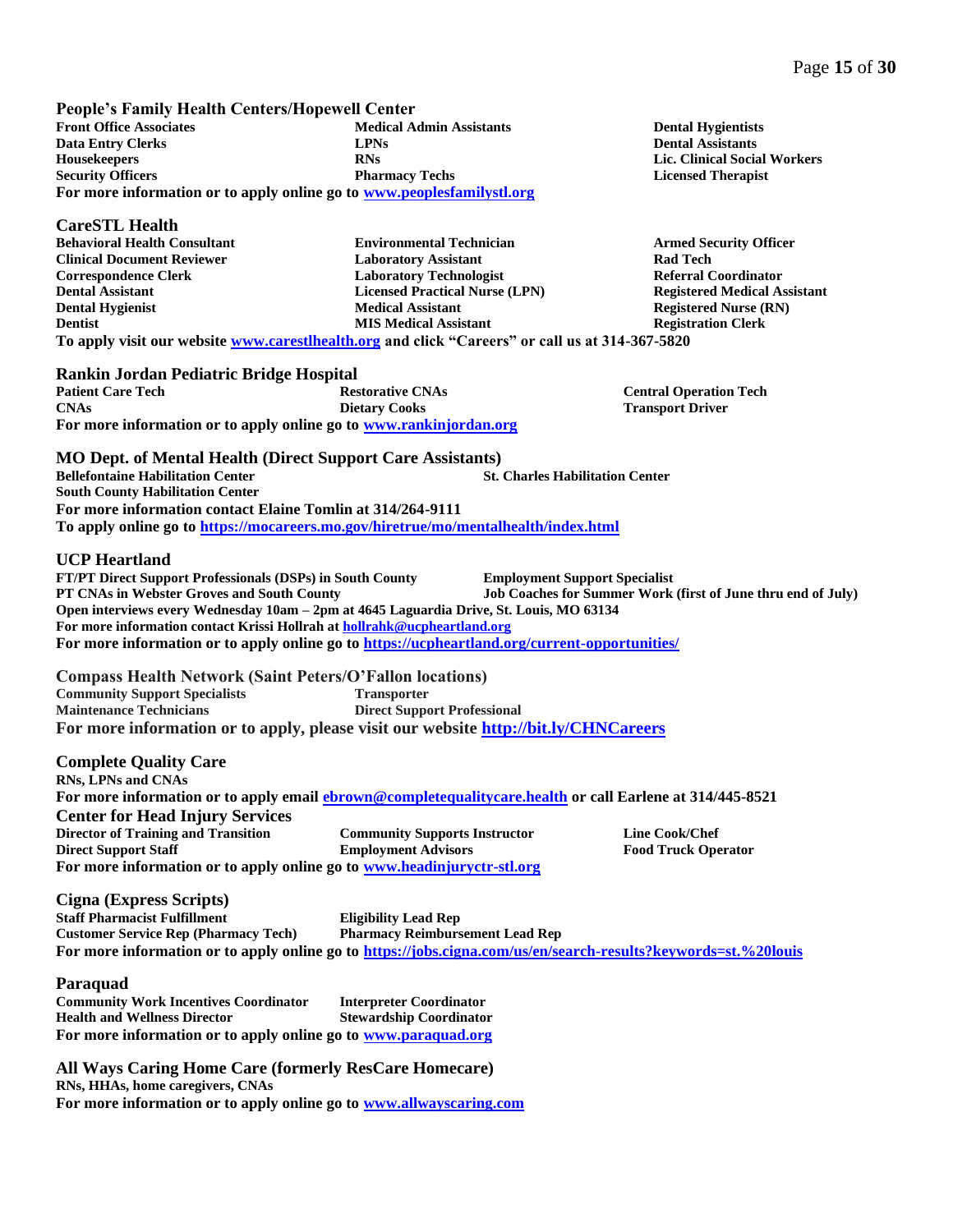## People's Family Health Centers/Hopewell Center

**Front Office Associates**
**Data Entry Clerks**
**Housekeepers**
**Security Officers**
**Medical Admin Assistants**
**LPNs**
**RNs**
**Pharmacy Techs**
**Dental Hygienists**
**Dental Assistants**
**Lic. Clinical Social Workers**
**Licensed Therapist**

**For more information or to apply online go to [www.peoplesfamilystl.org](www.peoplesfamilystl.org)**

## CareSTL Health

**Behavioral Health Consultant**
**Clinical Document Reviewer**
**Correspondence Clerk**
**Dental Assistant**
**Dental Hygienist**
**Dentist**
**Environmental Technician**
**Laboratory Assistant**
**Laboratory Technologist**
**Licensed Practical Nurse (LPN)**
**Medical Assistant**
**MIS Medical Assistant**
**Armed Security Officer**
**Rad Tech**
**Referral Coordinator**
**Registered Medical Assistant**
**Registered Nurse (RN)**
**Registration Clerk**

**To apply visit our website [www.carestlhealth.org](www.carestlhealth.org) and click "Careers" or call us at 314-367-5820**

## Rankin Jordan Pediatric Bridge Hospital

**Patient Care Tech**
**CNAs**
**Restorative CNAs**
**Dietary Cooks**
**Central Operation Tech**
**Transport Driver**

**For more information or to apply online go to [www.rankinjordan.org](www.rankinjordan.org)**

## MO Dept. of Mental Health (Direct Support Care Assistants)

**Bellefontaine Habilitation Center**
**South County Habilitation Center**
**St. Charles Habilitation Center**

**For more information contact Elaine Tomlin at 314/264-9111**
**To apply online go to [https://mocareers.mo.gov/hiretrue/mo/mentalhealth/index.html](https://mocareers.mo.gov/hiretrue/mo/mentalhealth/index.html)**

## UCP Heartland

**FT/PT Direct Support Professionals (DSPs) in South County**
**PT CNAs in Webster Groves and South County**
**Employment Support Specialist**
**Job Coaches for Summer Work (first of June thru end of July)**

**Open interviews every Wednesday 10am – 2pm at 4645 Laguardia Drive, St. Louis, MO 63134**
**For more information contact Krissi Hollrah at [hollrahk@ucpheartland.org](mailto:hollrahk@ucpheartland.org)**
**For more information or to apply online go to [https://ucpheartland.org/current-opportunities/](https://ucpheartland.org/current-opportunities/)**

## Compass Health Network (Saint Peters/O'Fallon locations)

**Community Support Specialists**
**Maintenance Technicians**
**Transporter**
**Direct Support Professional**

**For more information or to apply, please visit our website [http://bit.ly/CHNCareers](http://bit.ly/CHNCareers)**

## Complete Quality Care

**RNs, LPNs and CNAs**

**For more information or to apply email [ebrown@completequalitycare.health](mailto:ebrown@completequalitycare.health) or call Earlene at 314/445-8521**

## Center for Head Injury Services

**Director of Training and Transition**
**Direct Support Staff**
**Community Supports Instructor**
**Employment Advisors**
**Line Cook/Chef**
**Food Truck Operator**

**For more information or to apply online go to [www.headinjuryctr-stl.org](www.headinjuryctr-stl.org)**

## Cigna (Express Scripts)

**Staff Pharmacist Fulfillment**
**Customer Service Rep (Pharmacy Tech)**
**Eligibility Lead Rep**
**Pharmacy Reimbursement Lead Rep**

**For more information or to apply online go to [https://jobs.cigna.com/us/en/search-results?keywords=st.%20louis](https://jobs.cigna.com/us/en/search-results?keywords=st.%20louis)**

## Paraquad

**Community Work Incentives Coordinator**
**Health and Wellness Director**
**Interpreter Coordinator**
**Stewardship Coordinator**

**For more information or to apply online go to [www.paraquad.org](www.paraquad.org)**

## All Ways Caring Home Care (formerly ResCare Homecare)

**RNs, HHAs, home caregivers, CNAs**

**For more information or to apply online go to [www.allwayscaring.com](www.allwayscaring.com)**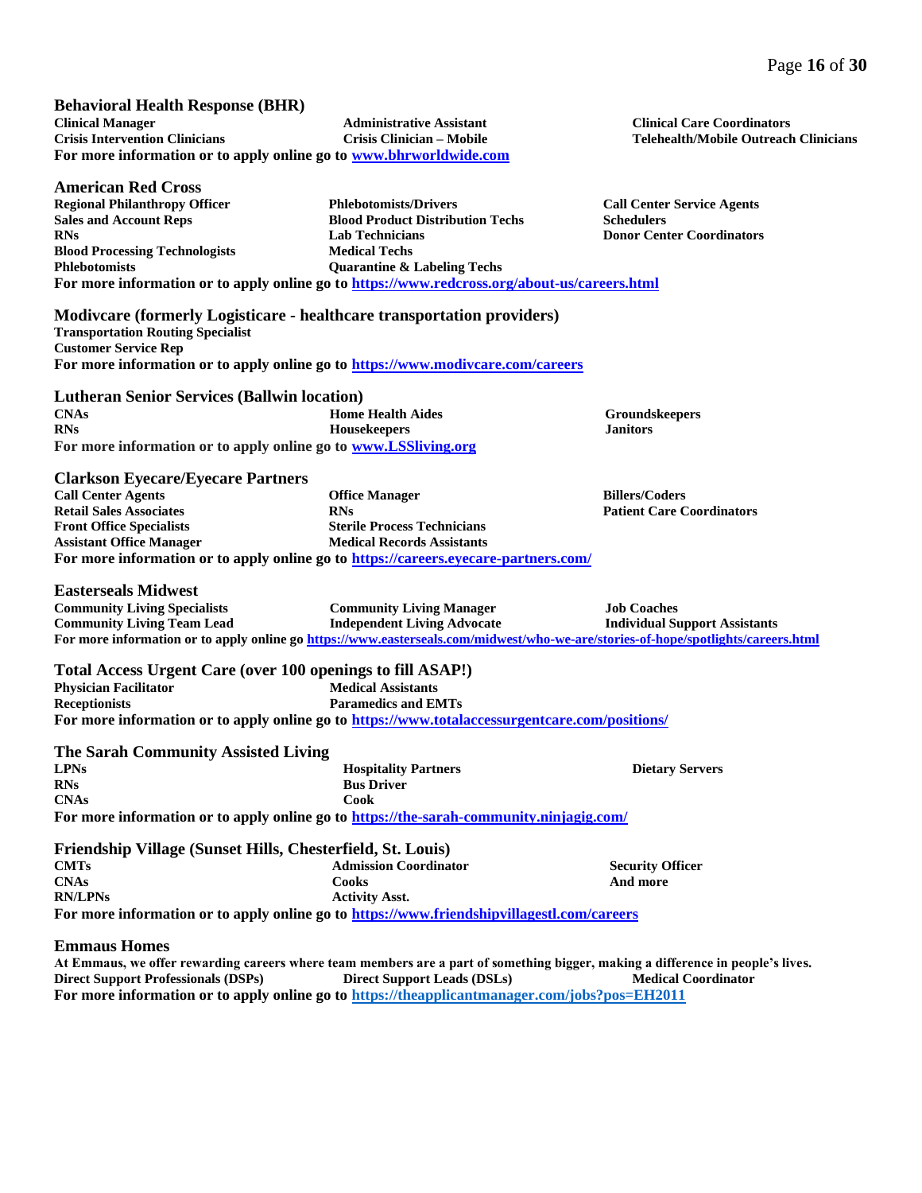## Behavioral Health Response (BHR)

**Clinical Manager**
**Crisis Intervention Clinicians**
**Administrative Assistant**
**Crisis Clinician – Mobile**
**Clinical Care Coordinators**
**Telehealth/Mobile Outreach Clinicians**

**For more information or to apply online go to [www.bhrworldwide.com](www.bhrworldwide.com)**

## American Red Cross

**Regional Philanthropy Officer**
**Sales and Account Reps**
**RNs**
**Blood Processing Technologists**
**Phlebotomists**
**Phlebotomists/Drivers**
**Blood Product Distribution Techs**
**Lab Technicians**
**Medical Techs**
**Quarantine & Labeling Techs**
**Call Center Service Agents**
**Schedulers**
**Donor Center Coordinators**

**For more information or to apply online go to [https://www.redcross.org/about-us/careers.html](https://www.redcross.org/about-us/careers.html)**

## Modivcare (formerly Logisticare - healthcare transportation providers)

**Transportation Routing Specialist**
**Customer Service Rep**

**For more information or to apply online go to [https://www.modivcare.com/careers](https://www.modivcare.com/careers)**

## Lutheran Senior Services (Ballwin location)

**CNAs**
**RNs**
**Home Health Aides**
**Housekeepers**
**Groundskeepers**
**Janitors**

**For more information or to apply online go to [www.LSSliving.org](www.LSSliving.org)**

## Clarkson Eyecare/Eyecare Partners

**Call Center Agents**
**Retail Sales Associates**
**Front Office Specialists**
**Assistant Office Manager**
**Office Manager**
**RNs**
**Sterile Process Technicians**
**Medical Records Assistants**
**Billers/Coders**
**Patient Care Coordinators**

**For more information or to apply online go to [https://careers.eyecare-partners.com/](https://careers.eyecare-partners.com/)**

## Easterseals Midwest

**Community Living Specialists**
**Community Living Team Lead**
**Community Living Manager**
**Independent Living Advocate**
**Job Coaches**
**Individual Support Assistants**

**For more information or to apply online go [https://www.easterseals.com/midwest/who-we-are/stories-of-hope/spotlights/careers.html](https://www.easterseals.com/midwest/who-we-are/stories-of-hope/spotlights/careers.html)**

## Total Access Urgent Care (over 100 openings to fill ASAP!)

**Physician Facilitator**
**Receptionists**
**Medical Assistants**
**Paramedics and EMTs**

**For more information or to apply online go to [https://www.totalaccessurgentcare.com/positions/](https://www.totalaccessurgentcare.com/positions/)**

## The Sarah Community Assisted Living

**LPNs**
**RNs**
**CNAs**
**Hospitality Partners**
**Bus Driver**
**Cook**
**Dietary Servers**

**For more information or to apply online go to [https://the-sarah-community.ninjagig.com/](https://the-sarah-community.ninjagig.com/)**

## Friendship Village (Sunset Hills, Chesterfield, St. Louis)

**CMTs**
**CNAs**
**RN/LPNs**
**Admission Coordinator**
**Cooks**
**Activity Asst.**
**Security Officer**
**And more**

**For more information or to apply online go to [https://www.friendshipvillagestl.com/careers](https://www.friendshipvillagestl.com/careers)**

## Emmaus Homes

**At Emmaus, we offer rewarding careers where team members are a part of something bigger, making a difference in people's lives.**

**Direct Support Professionals (DSPs)**
**Direct Support Leads (DSLs)**
**Medical Coordinator**

**For more information or to apply online go to [https://theapplicantmanager.com/jobs?pos=EH2011](https://theapplicantmanager.com/jobs?pos=EH2011)**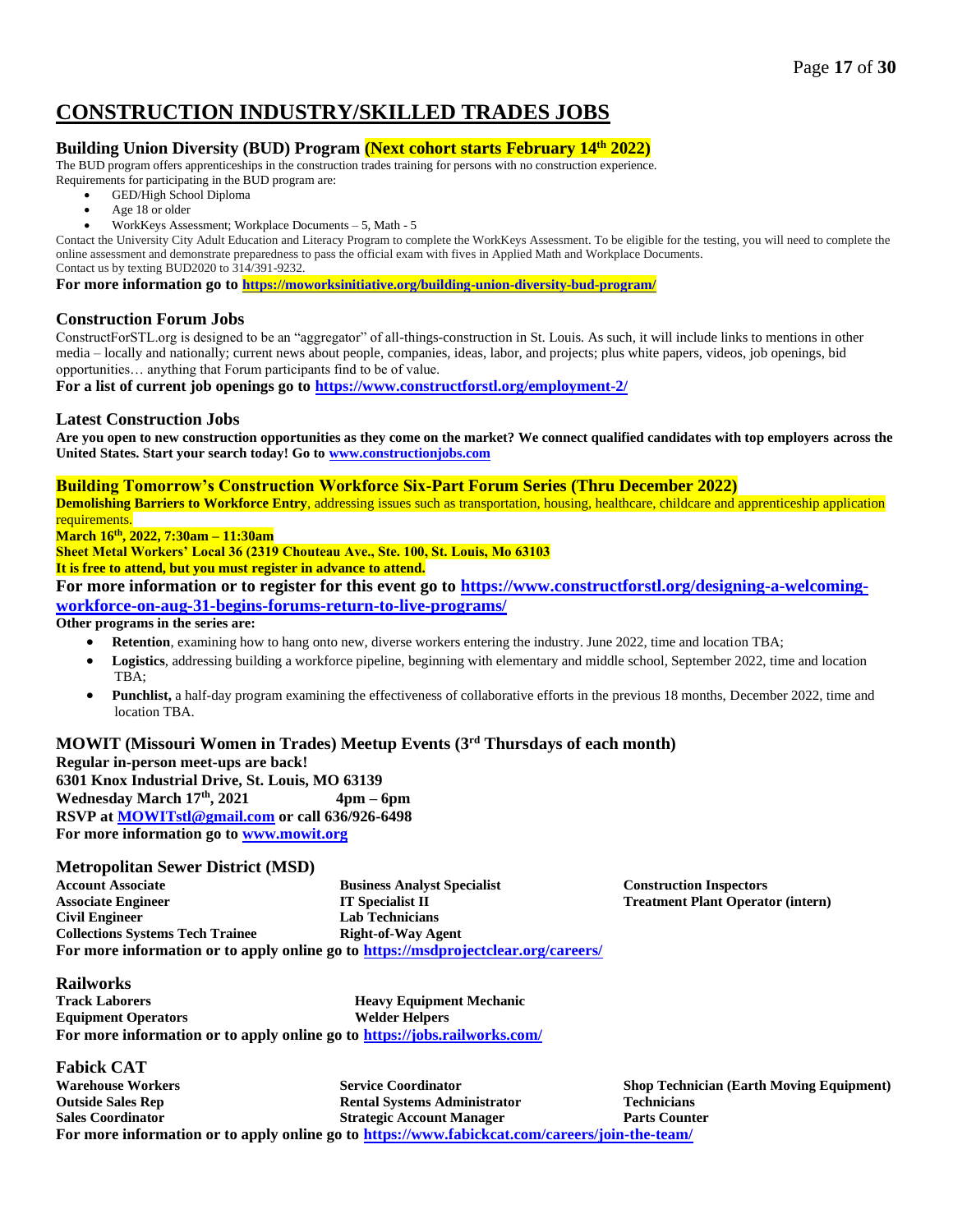# CONSTRUCTION INDUSTRY/SKILLED TRADES JOBS

### Building Union Diversity (BUD) Program (Next cohort starts February 14th 2022)

The BUD program offers apprenticeships in the construction trades training for persons with no construction experience.
Requirements for participating in the BUD program are:

- GED/High School Diploma
- Age 18 or older
- WorkKeys Assessment; Workplace Documents – 5, Math - 5

Contact the University City Adult Education and Literacy Program to complete the WorkKeys Assessment. To be eligible for the testing, you will need to complete the online assessment and demonstrate preparedness to pass the official exam with fives in Applied Math and Workplace Documents.
Contact us by texting BUD2020 to 314/391-9232.

**For more information go to https://moworksinitiative.org/building-union-diversity-bud-program/**

### Construction Forum Jobs

ConstructForSTL.org is designed to be an "aggregator" of all-things-construction in St. Louis. As such, it will include links to mentions in other media – locally and nationally; current news about people, companies, ideas, labor, and projects; plus white papers, videos, job openings, bid opportunities… anything that Forum participants find to be of value.

**For a list of current job openings go to https://www.constructforstl.org/employment-2/**

### Latest Construction Jobs

**Are you open to new construction opportunities as they come on the market? We connect qualified candidates with top employers across the United States. Start your search today! Go to www.constructionjobs.com**

### Building Tomorrow's Construction Workforce Six-Part Forum Series (Thru December 2022)

**Demolishing Barriers to Workforce Entry**, addressing issues such as transportation, housing, healthcare, childcare and apprenticeship application requirements.

**March 16th, 2022, 7:30am – 11:30am**
**Sheet Metal Workers' Local 36 (2319 Chouteau Ave., Ste. 100, St. Louis, Mo 63103**
**It is free to attend, but you must register in advance to attend.**

**For more information or to register for this event go to https://www.constructforstl.org/designing-a-welcoming-workforce-on-aug-31-begins-forums-return-to-live-programs/**

**Other programs in the series are:**

- **Retention**, examining how to hang onto new, diverse workers entering the industry. June 2022, time and location TBA;
- **Logistics**, addressing building a workforce pipeline, beginning with elementary and middle school, September 2022, time and location TBA;
- **Punchlist,** a half-day program examining the effectiveness of collaborative efforts in the previous 18 months, December 2022, time and location TBA.

### MOWIT (Missouri Women in Trades) Meetup Events (3rd Thursdays of each month)

**Regular in-person meet-ups are back!**
**6301 Knox Industrial Drive, St. Louis, MO 63139**
**Wednesday March 17th, 2021 4pm – 6pm**
**RSVP at MOWITstl@gmail.com or call 636/926-6498**
**For more information go to www.mowit.org**

### Metropolitan Sewer District (MSD)

**Account Associate**
**Associate Engineer**
**Civil Engineer**
**Collections Systems Tech Trainee**
**Business Analyst Specialist**
**IT Specialist II**
**Lab Technicians**
**Right-of-Way Agent**
**Construction Inspectors**
**Treatment Plant Operator (intern)**

**For more information or to apply online go to https://msdprojectclear.org/careers/**

### Railworks

**Track Laborers**
**Equipment Operators**
**Heavy Equipment Mechanic**
**Welder Helpers**

**For more information or to apply online go to https://jobs.railworks.com/**

### Fabick CAT

**Warehouse Workers**
**Outside Sales Rep**
**Sales Coordinator**
**Service Coordinator**
**Rental Systems Administrator**
**Strategic Account Manager**
**Shop Technician (Earth Moving Equipment)**
**Technicians**
**Parts Counter**

**For more information or to apply online go to https://www.fabickcat.com/careers/join-the-team/**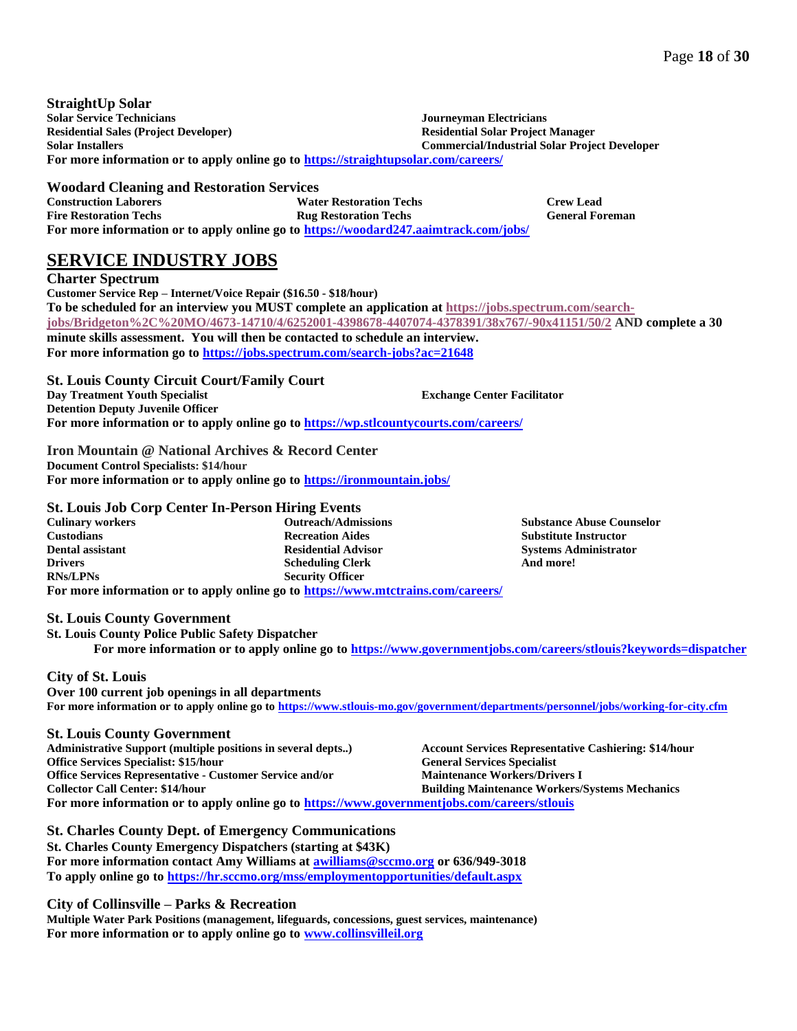### StraightUp Solar

**Solar Service Technicians**
**Residential Sales (Project Developer)**
**Solar Installers**
**Journeyman Electricians**
**Residential Solar Project Manager**
**Commercial/Industrial Solar Project Developer**

**For more information or to apply online go to [https://straightupsolar.com/careers/](https://straightupsolar.com/careers/)**

### Woodard Cleaning and Restoration Services

**Construction Laborers**
**Fire Restoration Techs**
**Water Restoration Techs**
**Rug Restoration Techs**
**Crew Lead**
**General Foreman**

**For more information or to apply online go to [https://woodard247.aaimtrack.com/jobs/](https://woodard247.aaimtrack.com/jobs/)**

## SERVICE INDUSTRY JOBS

### Charter Spectrum

**Customer Service Rep – Internet/Voice Repair ($16.50 - $18/hour)**

**To be scheduled for an interview you MUST complete an application at [https://jobs.spectrum.com/search-jobs/Bridgeton%2C%20MO/4673-14710/4/6252001-4398678-4407074-4378391/38x767/-90x41151/50/2](https://jobs.spectrum.com/search-jobs/Bridgeton%2C%20MO/4673-14710/4/6252001-4398678-4407074-4378391/38x767/-90x41151/50/2) AND complete a 30 minute skills assessment. You will then be contacted to schedule an interview.**

**For more information go to [https://jobs.spectrum.com/search-jobs?ac=21648](https://jobs.spectrum.com/search-jobs?ac=21648)**

### St. Louis County Circuit Court/Family Court

**Day Treatment Youth Specialist**
**Detention Deputy Juvenile Officer**
**Exchange Center Facilitator**

**For more information or to apply online go to [https://wp.stlcountycourts.com/careers/](https://wp.stlcountycourts.com/careers/)**

### Iron Mountain @ National Archives & Record Center

**Document Control Specialists: $14/hour**

**For more information or to apply online go to [https://ironmountain.jobs/](https://ironmountain.jobs/)**

### St. Louis Job Corp Center In-Person Hiring Events

**Culinary workers**
**Custodians**
**Dental assistant**
**Drivers**
**RNs/LPNs**
**Outreach/Admissions**
**Recreation Aides**
**Residential Advisor**
**Scheduling Clerk**
**Security Officer**
**Substance Abuse Counselor**
**Substitute Instructor**
**Systems Administrator**
**And more!**

**For more information or to apply online go to [https://www.mtctrains.com/careers/](https://www.mtctrains.com/careers/)**

### St. Louis County Government

**St. Louis County Police Public Safety Dispatcher**

**For more information or to apply online go to [https://www.governmentjobs.com/careers/stlouis?keywords=dispatcher](https://www.governmentjobs.com/careers/stlouis?keywords=dispatcher)**

### City of St. Louis

**Over 100 current job openings in all departments**

**For more information or to apply online go to [https://www.stlouis-mo.gov/government/departments/personnel/jobs/working-for-city.cfm](https://www.stlouis-mo.gov/government/departments/personnel/jobs/working-for-city.cfm)**

### St. Louis County Government

**Administrative Support (multiple positions in several depts..)**
**Office Services Specialist: $15/hour**
**Office Services Representative - Customer Service and/or Collector Call Center: $14/hour**
**Account Services Representative Cashiering: $14/hour**
**General Services Specialist**
**Maintenance Workers/Drivers I**
**Building Maintenance Workers/Systems Mechanics**

**For more information or to apply online go to [https://www.governmentjobs.com/careers/stlouis](https://www.governmentjobs.com/careers/stlouis)**

### St. Charles County Dept. of Emergency Communications

**St. Charles County Emergency Dispatchers (starting at $43K)**

**For more information contact Amy Williams at [awilliams@sccmo.org](mailto:awilliams@sccmo.org) or 636/949-3018**

**To apply online go to [https://hr.sccmo.org/mss/employmentopportunities/default.aspx](https://hr.sccmo.org/mss/employmentopportunities/default.aspx)**

### City of Collinsville – Parks & Recreation

**Multiple Water Park Positions (management, lifeguards, concessions, guest services, maintenance)**

**For more information or to apply online go to [www.collinsvilleil.org](http://www.collinsvilleil.org)**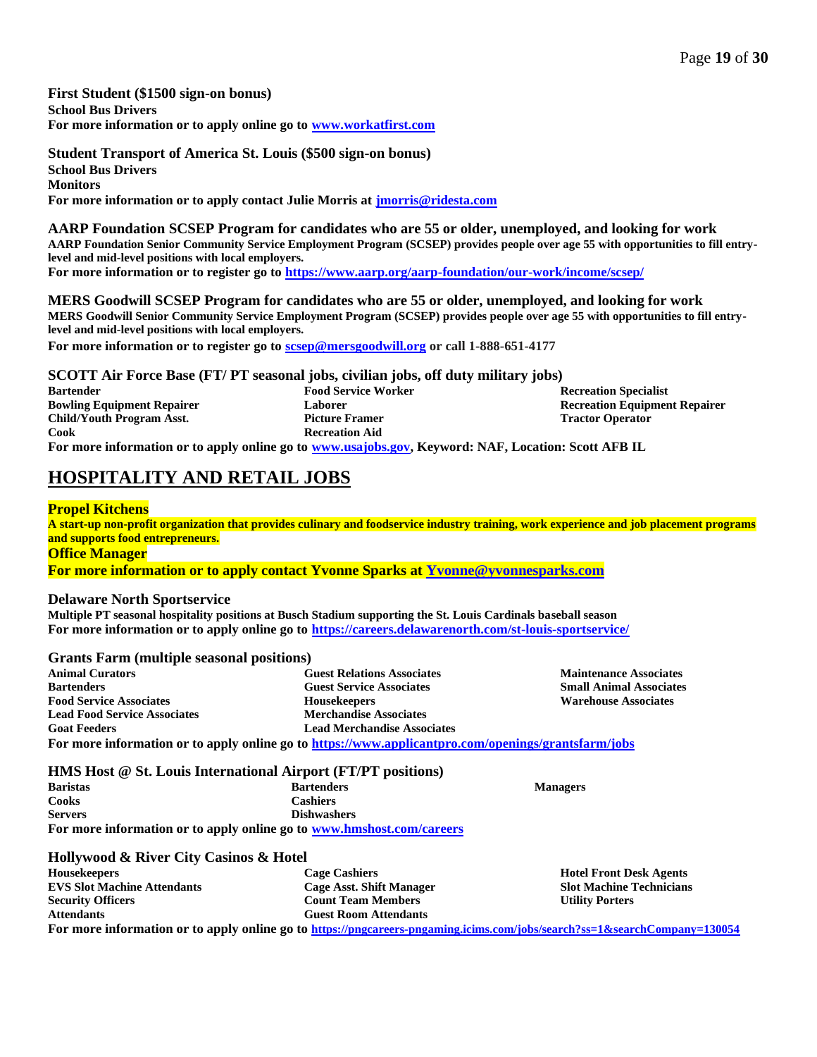**First Student ($1500 sign-on bonus)**
**School Bus Drivers**
**For more information or to apply online go to [www.workatfirst.com](http://www.workatfirst.com)**

**Student Transport of America St. Louis ($500 sign-on bonus)**
**School Bus Drivers**
**Monitors**
**For more information or to apply contact Julie Morris at [jmorris@ridesta.com](mailto:jmorris@ridesta.com)**

**AARP Foundation SCSEP Program for candidates who are 55 or older, unemployed, and looking for work**
**AARP Foundation Senior Community Service Employment Program (SCSEP) provides people over age 55 with opportunities to fill entry-level and mid-level positions with local employers.**
**For more information or to register go to [https://www.aarp.org/aarp-foundation/our-work/income/scsep/](https://www.aarp.org/aarp-foundation/our-work/income/scsep/)**

**MERS Goodwill SCSEP Program for candidates who are 55 or older, unemployed, and looking for work**
**MERS Goodwill Senior Community Service Employment Program (SCSEP) provides people over age 55 with opportunities to fill entry-level and mid-level positions with local employers.**
**For more information or to register go to [scsep@mersgoodwill.org](mailto:scsep@mersgoodwill.org) or call 1-888-651-4177**

**SCOTT Air Force Base (FT/ PT seasonal jobs, civilian jobs, off duty military jobs)**

- **Bartender**
- **Bowling Equipment Repairer**
- **Child/Youth Program Asst.**
- **Cook**
- **Food Service Worker**
- **Laborer**
- **Picture Framer**
- **Recreation Aid**
- **Recreation Specialist**
- **Recreation Equipment Repairer**
- **Tractor Operator**

**For more information or to apply online go to [www.usajobs.gov](http://www.usajobs.gov), Keyword: NAF, Location: Scott AFB IL**

## HOSPITALITY AND RETAIL JOBS

**Propel Kitchens**
**A start-up non-profit organization that provides culinary and foodservice industry training, work experience and job placement programs and supports food entrepreneurs.**
**Office Manager**
**For more information or to apply contact Yvonne Sparks at [Yvonne@yvonnesparks.com](mailto:Yvonne@yvonnesparks.com)**

**Delaware North Sportservice**
**Multiple PT seasonal hospitality positions at Busch Stadium supporting the St. Louis Cardinals baseball season**
**For more information or to apply online go to [https://careers.delawarenorth.com/st-louis-sportservice/](https://careers.delawarenorth.com/st-louis-sportservice/)**

**Grants Farm (multiple seasonal positions)**

- **Animal Curators**
- **Bartenders**
- **Food Service Associates**
- **Lead Food Service Associates**
- **Goat Feeders**
- **Guest Relations Associates**
- **Guest Service Associates**
- **Housekeepers**
- **Merchandise Associates**
- **Lead Merchandise Associates**
- **Maintenance Associates**
- **Small Animal Associates**
- **Warehouse Associates**

**For more information or to apply online go to [https://www.applicantpro.com/openings/grantsfarm/jobs](https://www.applicantpro.com/openings/grantsfarm/jobs)**

**HMS Host @ St. Louis International Airport (FT/PT positions)**

- **Baristas**
- **Cooks**
- **Servers**
- **Bartenders**
- **Cashiers**
- **Dishwashers**
- **Managers**

**For more information or to apply online go to [www.hmshost.com/careers](http://www.hmshost.com/careers)**

**Hollywood & River City Casinos & Hotel**

- **Housekeepers**
- **EVS Slot Machine Attendants**
- **Security Officers**
- **Attendants**
- **Cage Cashiers**
- **Cage Asst. Shift Manager**
- **Count Team Members**
- **Guest Room Attendants**
- **Hotel Front Desk Agents**
- **Slot Machine Technicians**
- **Utility Porters**

**For more information or to apply online go to [https://pngcareers-pngaming.icims.com/jobs/search?ss=1&searchCompany=130054](https://pngcareers-pngaming.icims.com/jobs/search?ss=1&searchCompany=130054)**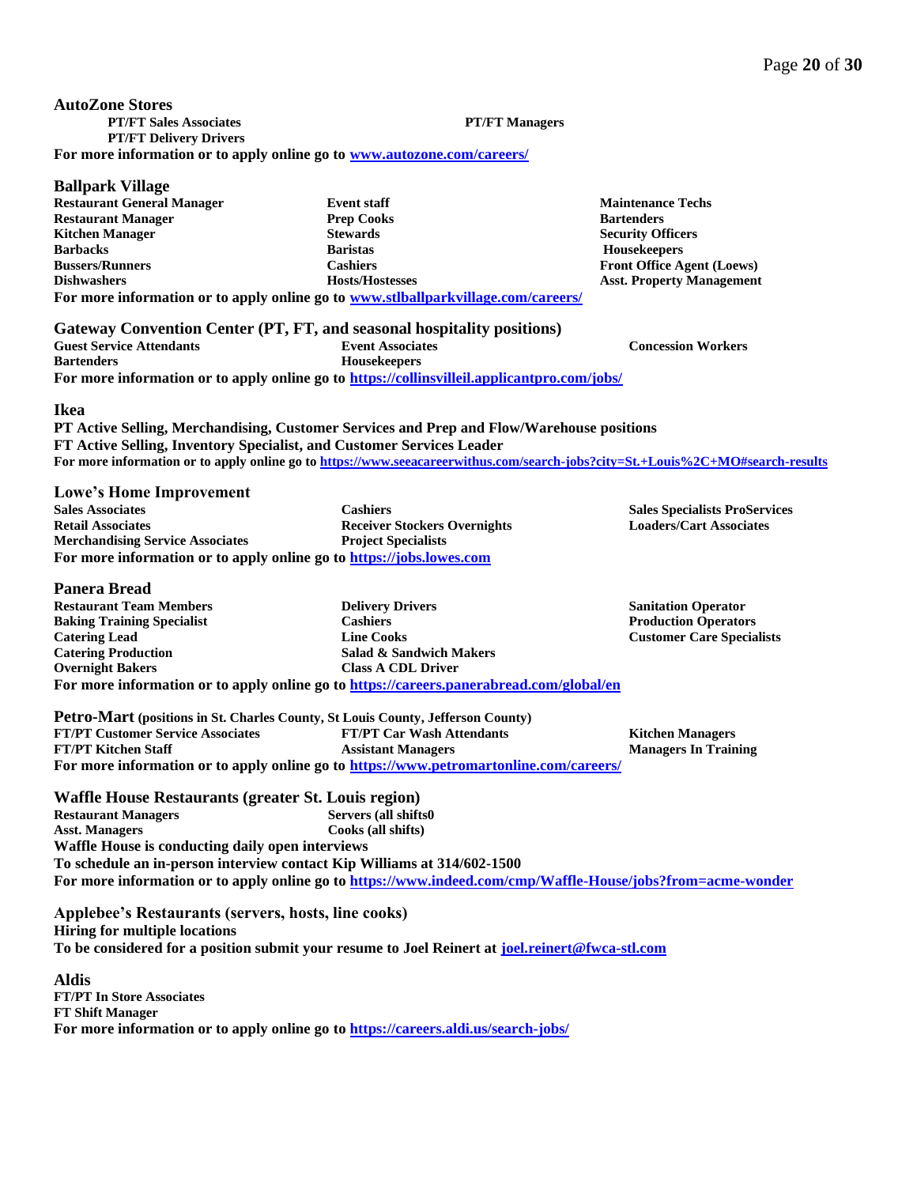## AutoZone Stores

**PT/FT Sales Associates**
**PT/FT Delivery Drivers**
**PT/FT Managers**

**For more information or to apply online go to [www.autozone.com/careers/](http://www.autozone.com/careers/)**

## Ballpark Village

**Restaurant General Manager**
**Restaurant Manager**
**Kitchen Manager**
**Barbacks**
**Bussers/Runners**
**Dishwashers**
**Event staff**
**Prep Cooks**
**Stewards**
**Baristas**
**Cashiers**
**Hosts/Hostesses**
**Maintenance Techs**
**Bartenders**
**Security Officers**
**Housekeepers**
**Front Office Agent (Loews)**
**Asst. Property Management**

**For more information or to apply online go to [www.stlballparkvillage.com/careers/](http://www.stlballparkvillage.com/careers/)**

## Gateway Convention Center (PT, FT, and seasonal hospitality positions)

**Guest Service Attendants**
**Bartenders**
**Event Associates**
**Housekeepers**
**Concession Workers**

**For more information or to apply online go to [https://collinsvilleil.applicantpro.com/jobs/](https://collinsvilleil.applicantpro.com/jobs/)**

## Ikea

**PT Active Selling, Merchandising, Customer Services and Prep and Flow/Warehouse positions**
**FT Active Selling, Inventory Specialist, and Customer Services Leader**
**For more information or to apply online go to [https://www.seeacareerwithus.com/search-jobs?city=St.+Louis%2C+MO#search-results](https://www.seeacareerwithus.com/search-jobs?city=St.+Louis%2C+MO#search-results)**

## Lowe's Home Improvement

**Sales Associates**
**Retail Associates**
**Merchandising Service Associates**
**Cashiers**
**Receiver Stockers Overnights**
**Project Specialists**
**Sales Specialists ProServices**
**Loaders/Cart Associates**

**For more information or to apply online go to [https://jobs.lowes.com](https://jobs.lowes.com)**

## Panera Bread

**Restaurant Team Members**
**Baking Training Specialist**
**Catering Lead**
**Catering Production**
**Overnight Bakers**
**Delivery Drivers**
**Cashiers**
**Line Cooks**
**Salad & Sandwich Makers**
**Class A CDL Driver**
**Sanitation Operator**
**Production Operators**
**Customer Care Specialists**

**For more information or to apply online go to [https://careers.panerabread.com/global/en](https://careers.panerabread.com/global/en)**

## Petro-Mart (positions in St. Charles County, St Louis County, Jefferson County)

**FT/PT Customer Service Associates**
**FT/PT Kitchen Staff**
**FT/PT Car Wash Attendants**
**Assistant Managers**
**Kitchen Managers**
**Managers In Training**

**For more information or to apply online go to [https://www.petromartonline.com/careers/](https://www.petromartonline.com/careers/)**

## Waffle House Restaurants (greater St. Louis region)

**Restaurant Managers**
**Asst. Managers**
**Servers (all shifts0**
**Cooks (all shifts)**

**Waffle House is conducting daily open interviews**
**To schedule an in-person interview contact Kip Williams at 314/602-1500**
**For more information or to apply online go to [https://www.indeed.com/cmp/Waffle-House/jobs?from=acme-wonder](https://www.indeed.com/cmp/Waffle-House/jobs?from=acme-wonder)**

## Applebee's Restaurants (servers, hosts, line cooks)

**Hiring for multiple locations**
**To be considered for a position submit your resume to Joel Reinert at [joel.reinert@fwca-stl.com](mailto:joel.reinert@fwca-stl.com)**

## Aldis

**FT/PT In Store Associates**
**FT Shift Manager**
**For more information or to apply online go to [https://careers.aldi.us/search-jobs/](https://careers.aldi.us/search-jobs/)**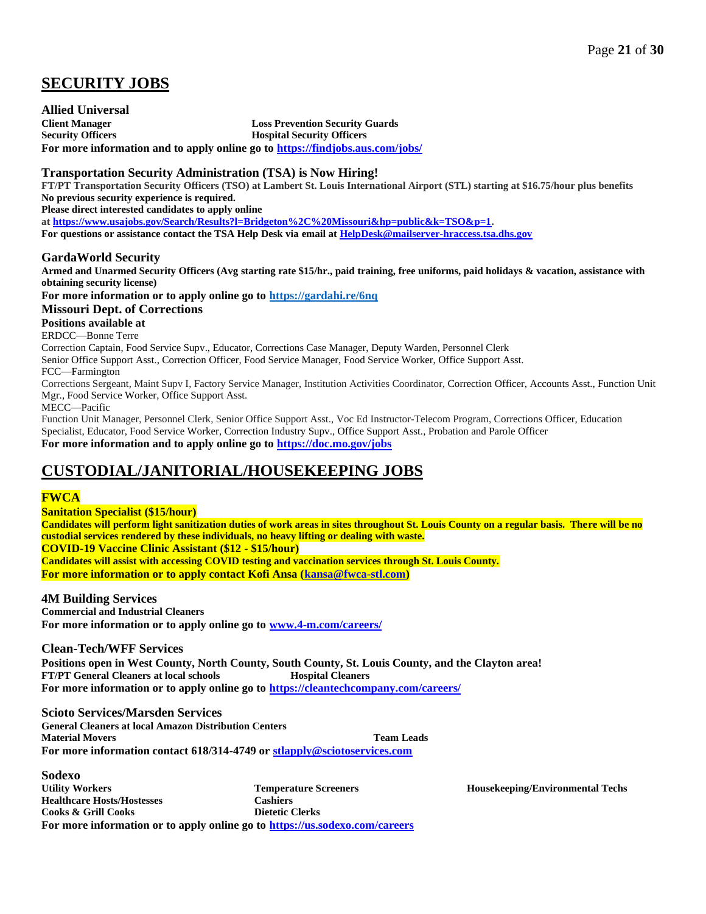## SECURITY JOBS

### Allied Universal

**Client Manager**
**Loss Prevention Security Guards**
**Security Officers**
**Hospital Security Officers**

**For more information and to apply online go to [https://findjobs.aus.com/jobs/](https://findjobs.aus.com/jobs/)**

### Transportation Security Administration (TSA) is Now Hiring!

**FT/PT Transportation Security Officers (TSO) at Lambert St. Louis International Airport (STL) starting at $16.75/hour plus benefits**
**No previous security experience is required.**
**Please direct interested candidates to apply online at [https://www.usajobs.gov/Search/Results?l=Bridgeton%2C%20Missouri&hp=public&k=TSO&p=1](https://www.usajobs.gov/Search/Results?l=Bridgeton%2C%20Missouri&hp=public&k=TSO&p=1).**
**For questions or assistance contact the TSA Help Desk via email at [HelpDesk@mailserver-hraccess.tsa.dhs.gov](mailto:HelpDesk@mailserver-hraccess.tsa.dhs.gov)**

### GardaWorld Security

**Armed and Unarmed Security Officers (Avg starting rate $15/hr., paid training, free uniforms, paid holidays & vacation, assistance with obtaining security license)**
**For more information or to apply online go to [https://gardahi.re/6nq](https://gardahi.re/6nq)**

### Missouri Dept. of Corrections

**Positions available at**

ERDCC—Bonne Terre
Correction Captain, Food Service Supv., Educator, Corrections Case Manager, Deputy Warden, Personnel Clerk
Senior Office Support Asst., Correction Officer, Food Service Manager, Food Service Worker, Office Support Asst.

FCC—Farmington
Corrections Sergeant, Maint Supv I, Factory Service Manager, Institution Activities Coordinator, Correction Officer, Accounts Asst., Function Unit Mgr., Food Service Worker, Office Support Asst.

MECC—Pacific
Function Unit Manager, Personnel Clerk, Senior Office Support Asst., Voc Ed Instructor-Telecom Program, Corrections Officer, Education Specialist, Educator, Food Service Worker, Correction Industry Supv., Office Support Asst., Probation and Parole Officer

**For more information and to apply online go to [https://doc.mo.gov/jobs](https://doc.mo.gov/jobs)**

## CUSTODIAL/JANITORIAL/HOUSEKEEPING JOBS

### FWCA

**Sanitation Specialist ($15/hour)**
**Candidates will perform light sanitization duties of work areas in sites throughout St. Louis County on a regular basis. There will be no custodial services rendered by these individuals, no heavy lifting or dealing with waste.**
**COVID-19 Vaccine Clinic Assistant ($12 - $15/hour)**
**Candidates will assist with accessing COVID testing and vaccination services through St. Louis County.**
**For more information or to apply contact Kofi Ansa ([kansa@fwca-stl.com](mailto:kansa@fwca-stl.com))**

### 4M Building Services

**Commercial and Industrial Cleaners**
**For more information or to apply online go to [www.4-m.com/careers/](http://www.4-m.com/careers/)**

### Clean-Tech/WFF Services

**Positions open in West County, North County, South County, St. Louis County, and the Clayton area!**
**FT/PT General Cleaners at local schools**
**Hospital Cleaners**
**For more information or to apply online go to [https://cleantechcompany.com/careers/](https://cleantechcompany.com/careers/)**

### Scioto Services/Marsden Services

**General Cleaners at local Amazon Distribution Centers**
**Material Movers**
**Team Leads**
**For more information contact 618/314-4749 or [stlapply@sciotoservices.com](mailto:stlapply@sciotoservices.com)**

### Sodexo

**Utility Workers**
**Temperature Screeners**
**Housekeeping/Environmental Techs**
**Healthcare Hosts/Hostesses**
**Cashiers**
**Cooks & Grill Cooks**
**Dietetic Clerks**

**For more information or to apply online go to [https://us.sodexo.com/careers](https://us.sodexo.com/careers)**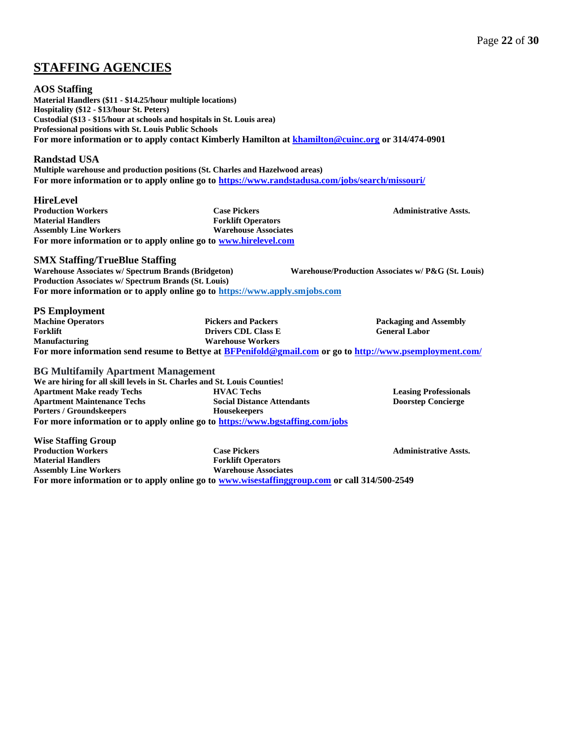# STAFFING AGENCIES

### AOS Staffing

**Material Handlers ($11 - $14.25/hour multiple locations)**
**Hospitality ($12 - $13/hour St. Peters)**
**Custodial ($13 - $15/hour at schools and hospitals in St. Louis area)**
**Professional positions with St. Louis Public Schools**
**For more information or to apply contact Kimberly Hamilton at [khamilton@cuinc.org](mailto:khamilton@cuinc.org) or 314/474-0901**

### Randstad USA

**Multiple warehouse and production positions (St. Charles and Hazelwood areas)**
**For more information or to apply online go to [https://www.randstadusa.com/jobs/search/missouri/](https://www.randstadusa.com/jobs/search/missouri/)**

### HireLevel

**Production Workers**
**Material Handlers**
**Assembly Line Workers**
**Case Pickers**
**Forklift Operators**
**Warehouse Associates**
**Administrative Assts.**
**For more information or to apply online go to [www.hirelevel.com](http://www.hirelevel.com)**

### SMX Staffing/TrueBlue Staffing

**Warehouse Associates w/ Spectrum Brands (Bridgeton)**
**Production Associates w/ Spectrum Brands (St. Louis)**
**Warehouse/Production Associates w/ P&G (St. Louis)**
**For more information or to apply online go to [https://www.apply.smjobs.com](https://www.apply.smjobs.com)**

### PS Employment

**Machine Operators**
**Forklift**
**Manufacturing**
**Pickers and Packers**
**Drivers CDL Class E**
**Warehouse Workers**
**Packaging and Assembly**
**General Labor**
**For more information send resume to Bettye at [BFPenifold@gmail.com](mailto:BFPenifold@gmail.com) or go to [http://www.psemployment.com/](http://www.psemployment.com/)**

### BG Multifamily Apartment Management

**We are hiring for all skill levels in St. Charles and St. Louis Counties!**
**Apartment Make ready Techs**
**Apartment Maintenance Techs**
**Porters / Groundskeepers**
**HVAC Techs**
**Social Distance Attendants**
**Housekeepers**
**Leasing Professionals**
**Doorstep Concierge**
**For more information or to apply online go to [https://www.bgstaffing.com/jobs](https://www.bgstaffing.com/jobs)**

### Wise Staffing Group

**Production Workers**
**Material Handlers**
**Assembly Line Workers**
**Case Pickers**
**Forklift Operators**
**Warehouse Associates**
**Administrative Assts.**
**For more information or to apply online go to [www.wisestaffinggroup.com](http://www.wisestaffinggroup.com) or call 314/500-2549**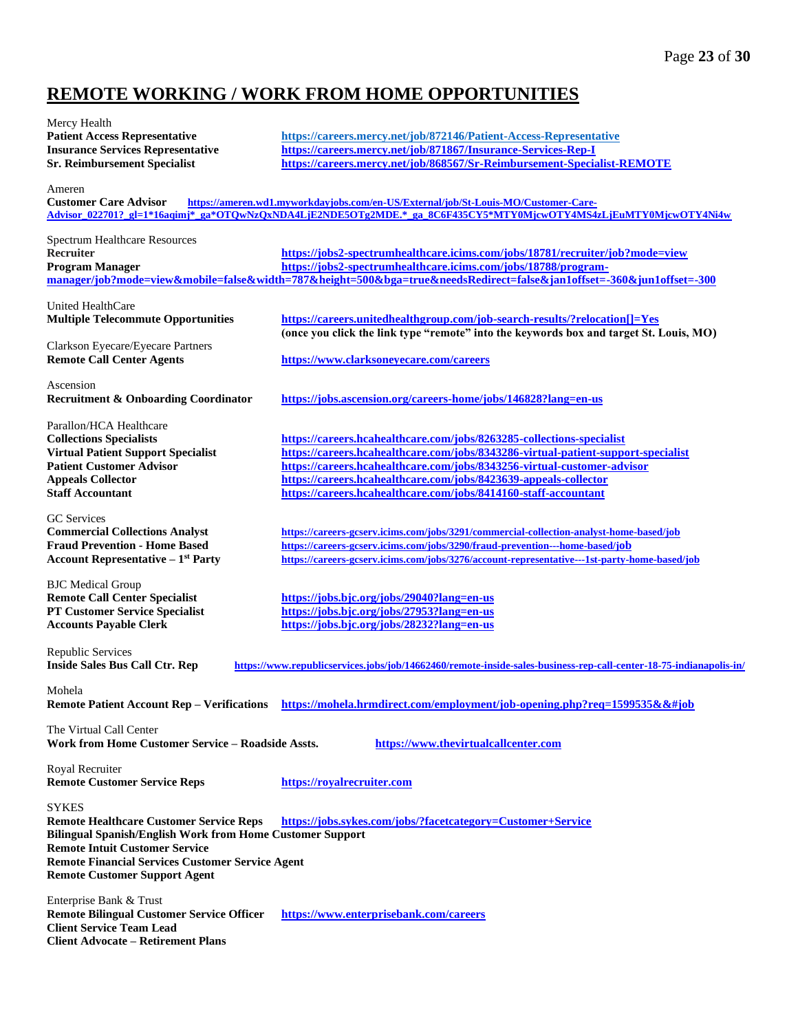# REMOTE WORKING / WORK FROM HOME OPPORTUNITIES

Mercy Health
**Patient Access Representative** https://careers.mercy.net/job/872146/Patient-Access-Representative
**Insurance Services Representative** https://careers.mercy.net/job/871867/Insurance-Services-Rep-I
**Sr. Reimbursement Specialist** https://careers.mercy.net/job/868567/Sr-Reimbursement-Specialist-REMOTE

Ameren
**Customer Care Advisor** https://ameren.wd1.myworkdayjobs.com/en-US/External/job/St-Louis-MO/Customer-Care-Advisor_022701?_gl=1*16aqimj*_ga*OTQwNzQxNDA4LjE2NDE5OTg2MDE.*_ga_8C6F435CY5*MTY0MjcwOTY4MS4zLjEuMTY0MjcwOTY4Ni4w

Spectrum Healthcare Resources
**Recruiter** https://jobs2-spectrumhealthcare.icims.com/jobs/18781/recruiter/job?mode=view
**Program Manager** https://jobs2-spectrumhealthcare.icims.com/jobs/18788/program-manager/job?mode=view&mobile=false&width=787&height=500&bga=true&needsRedirect=false&jan1offset=-360&jun1offset=-300

United HealthCare
**Multiple Telecommute Opportunities** https://careers.unitedhealthgroup.com/job-search-results/?relocation[]=Yes
**(once you click the link type "remote" into the keywords box and target St. Louis, MO)**

Clarkson Eyecare/Eyecare Partners
**Remote Call Center Agents** https://www.clarksoneyecare.com/careers

Ascension
**Recruitment & Onboarding Coordinator** https://jobs.ascension.org/careers-home/jobs/146828?lang=en-us

Parallon/HCA Healthcare
**Collections Specialists** https://careers.hcahealthcare.com/jobs/8263285-collections-specialist
**Virtual Patient Support Specialist** https://careers.hcahealthcare.com/jobs/8343286-virtual-patient-support-specialist
**Patient Customer Advisor** https://careers.hcahealthcare.com/jobs/8343256-virtual-customer-advisor
**Appeals Collector** https://careers.hcahealthcare.com/jobs/8423639-appeals-collector
**Staff Accountant** https://careers.hcahealthcare.com/jobs/8414160-staff-accountant

GC Services
**Commercial Collections Analyst** https://careers-gcserv.icims.com/jobs/3291/commercial-collection-analyst-home-based/job
**Fraud Prevention - Home Based** https://careers-gcserv.icims.com/jobs/3290/fraud-prevention---home-based/job
**Account Representative – 1st Party** https://careers-gcserv.icims.com/jobs/3276/account-representative---1st-party-home-based/job

BJC Medical Group
**Remote Call Center Specialist** https://jobs.bjc.org/jobs/29040?lang=en-us
**PT Customer Service Specialist** https://jobs.bjc.org/jobs/27953?lang=en-us
**Accounts Payable Clerk** https://jobs.bjc.org/jobs/28232?lang=en-us

Republic Services
**Inside Sales Bus Call Ctr. Rep** https://www.republicservices.jobs/job/14662460/remote-inside-sales-business-rep-call-center-18-75-indianapolis-in/

Mohela
**Remote Patient Account Rep – Verifications** https://mohela.hrmdirect.com/employment/job-opening.php?req=1599535&&#job

The Virtual Call Center
**Work from Home Customer Service – Roadside Assts.** https://www.thevirtualcallcenter.com

Royal Recruiter
**Remote Customer Service Reps** https://royalrecruiter.com

SYKES
**Remote Healthcare Customer Service Reps** https://jobs.sykes.com/jobs/?facetcategory=Customer+Service
**Bilingual Spanish/English Work from Home Customer Support**
**Remote Intuit Customer Service**
**Remote Financial Services Customer Service Agent**
**Remote Customer Support Agent**

Enterprise Bank & Trust
**Remote Bilingual Customer Service Officer** https://www.enterprisebank.com/careers
**Client Service Team Lead**
**Client Advocate – Retirement Plans**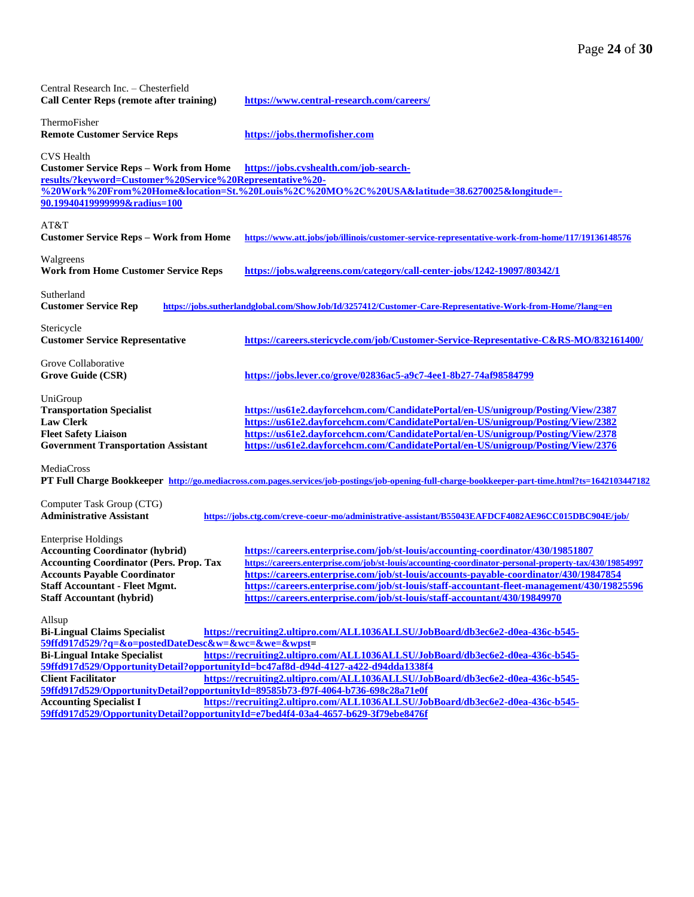Central Research Inc. – Chesterfield
**Call Center Reps (remote after training)** https://www.central-research.com/careers/

ThermoFisher
**Remote Customer Service Reps** https://jobs.thermofisher.com

CVS Health
**Customer Service Reps – Work from Home** https://jobs.cvshealth.com/job-search-results/?keyword=Customer%20Service%20Representative%20-%20Work%20From%20Home&location=St.%20Louis%2C%20MO%2C%20USA&latitude=38.6270025&longitude=-90.19940419999999&radius=100

AT&T
**Customer Service Reps – Work from Home** https://www.att.jobs/job/illinois/customer-service-representative-work-from-home/117/19136148576

Walgreens
**Work from Home Customer Service Reps** https://jobs.walgreens.com/category/call-center-jobs/1242-19097/80342/1

Sutherland
**Customer Service Rep** https://jobs.sutherlandglobal.com/ShowJob/Id/3257412/Customer-Care-Representative-Work-from-Home/?lang=en

Stericycle
**Customer Service Representative** https://careers.stericycle.com/job/Customer-Service-Representative-C&RS-MO/832161400/

Grove Collaborative
**Grove Guide (CSR)** https://jobs.lever.co/grove/02836ac5-a9c7-4ee1-8b27-74af98584799

UniGroup
**Transportation Specialist** https://us61e2.dayforcehcm.com/CandidatePortal/en-US/unigroup/Posting/View/2387
**Law Clerk** https://us61e2.dayforcehcm.com/CandidatePortal/en-US/unigroup/Posting/View/2382
**Fleet Safety Liaison** https://us61e2.dayforcehcm.com/CandidatePortal/en-US/unigroup/Posting/View/2378
**Government Transportation Assistant** https://us61e2.dayforcehcm.com/CandidatePortal/en-US/unigroup/Posting/View/2376

MediaCross
**PT Full Charge Bookkeeper** http://go.mediacross.com.pages.services/job-postings/job-opening-full-charge-bookkeeper-part-time.html?ts=1642103447182

Computer Task Group (CTG)
**Administrative Assistant** https://jobs.ctg.com/creve-coeur-mo/administrative-assistant/B55043EAFDCF4082AE96CC015DBC904E/job/

Enterprise Holdings
**Accounting Coordinator (hybrid)** https://careers.enterprise.com/job/st-louis/accounting-coordinator/430/19851807
**Accounting Coordinator (Pers. Prop. Tax** https://careers.enterprise.com/job/st-louis/accounting-coordinator-personal-property-tax/430/19854997
**Accounts Payable Coordinator** https://careers.enterprise.com/job/st-louis/accounts-payable-coordinator/430/19847854
**Staff Accountant - Fleet Mgmt.** https://careers.enterprise.com/job/st-louis/staff-accountant-fleet-management/430/19825596
**Staff Accountant (hybrid)** https://careers.enterprise.com/job/st-louis/staff-accountant/430/19849970

Allsup
**Bi-Lingual Claims Specialist** https://recruiting2.ultipro.com/ALL1036ALLSU/JobBoard/db3ec6e2-d0ea-436c-b545-59ffd917d529/?q=&o=postedDateDesc&w=&wc=&we=&wpst=
**Bi-Lingual Intake Specialist** https://recruiting2.ultipro.com/ALL1036ALLSU/JobBoard/db3ec6e2-d0ea-436c-b545-59ffd917d529/OpportunityDetail?opportunityId=bc47af8d-d94d-4127-a422-d94dda1338f4
**Client Facilitator** https://recruiting2.ultipro.com/ALL1036ALLSU/JobBoard/db3ec6e2-d0ea-436c-b545-59ffd917d529/OpportunityDetail?opportunityId=89585b73-f97f-4064-b736-698c28a71e0f
**Accounting Specialist I** https://recruiting2.ultipro.com/ALL1036ALLSU/JobBoard/db3ec6e2-d0ea-436c-b545-59ffd917d529/OpportunityDetail?opportunityId=e7bed4f4-03a4-4657-b629-3f79ebe8476f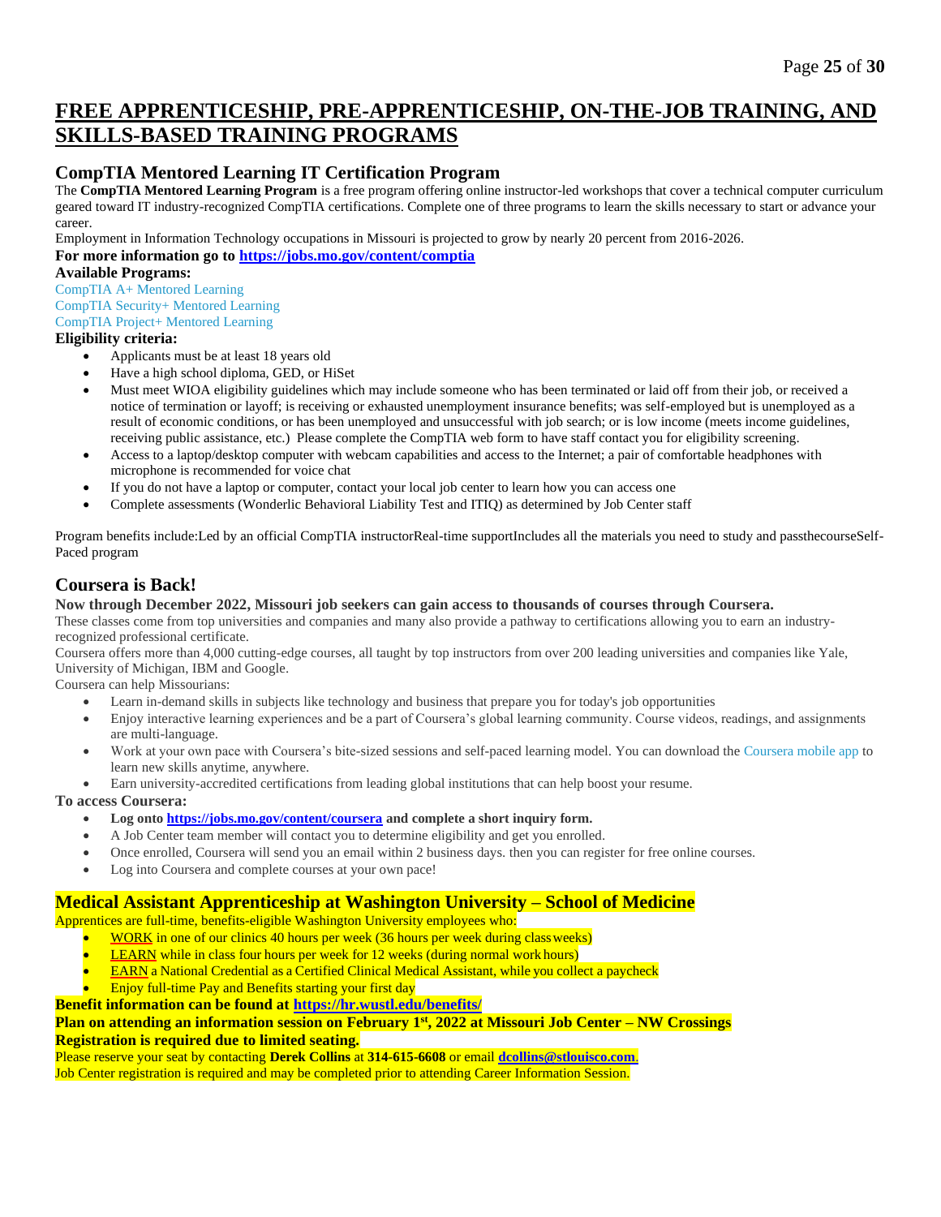# FREE APPRENTICESHIP, PRE-APPRENTICESHIP, ON-THE-JOB TRAINING, AND SKILLS-BASED TRAINING PROGRAMS

## CompTIA Mentored Learning IT Certification Program

The **CompTIA Mentored Learning Program** is a free program offering online instructor-led workshops that cover a technical computer curriculum geared toward IT industry-recognized CompTIA certifications. Complete one of three programs to learn the skills necessary to start or advance your career.

Employment in Information Technology occupations in Missouri is projected to grow by nearly 20 percent from 2016-2026.

**For more information go to https://jobs.mo.gov/content/comptia**

**Available Programs:**

CompTIA A+ Mentored Learning
CompTIA Security+ Mentored Learning
CompTIA Project+ Mentored Learning

**Eligibility criteria:**

- Applicants must be at least 18 years old
- Have a high school diploma, GED, or HiSet
- Must meet WIOA eligibility guidelines which may include someone who has been terminated or laid off from their job, or received a notice of termination or layoff; is receiving or exhausted unemployment insurance benefits; was self-employed but is unemployed as a result of economic conditions, or has been unemployed and unsuccessful with job search; or is low income (meets income guidelines, receiving public assistance, etc.) Please complete the CompTIA web form to have staff contact you for eligibility screening.
- Access to a laptop/desktop computer with webcam capabilities and access to the Internet; a pair of comfortable headphones with microphone is recommended for voice chat
- If you do not have a laptop or computer, contact your local job center to learn how you can access one
- Complete assessments (Wonderlic Behavioral Liability Test and ITIQ) as determined by Job Center staff

Program benefits include:Led by an official CompTIA instructorReal-time supportIncludes all the materials you need to study and passthecourseSelf-Paced program

## Coursera is Back!

**Now through December 2022, Missouri job seekers can gain access to thousands of courses through Coursera.**

These classes come from top universities and companies and many also provide a pathway to certifications allowing you to earn an industry-recognized professional certificate.

Coursera offers more than 4,000 cutting-edge courses, all taught by top instructors from over 200 leading universities and companies like Yale, University of Michigan, IBM and Google.

Coursera can help Missourians:

- Learn in-demand skills in subjects like technology and business that prepare you for today's job opportunities
- Enjoy interactive learning experiences and be a part of Coursera's global learning community. Course videos, readings, and assignments are multi-language.
- Work at your own pace with Coursera's bite-sized sessions and self-paced learning model. You can download the Coursera mobile app to learn new skills anytime, anywhere.
- Earn university-accredited certifications from leading global institutions that can help boost your resume.

**To access Coursera:**

- **Log onto https://jobs.mo.gov/content/coursera and complete a short inquiry form.**
- A Job Center team member will contact you to determine eligibility and get you enrolled.
- Once enrolled, Coursera will send you an email within 2 business days. then you can register for free online courses.
- Log into Coursera and complete courses at your own pace!

## Medical Assistant Apprenticeship at Washington University – School of Medicine

Apprentices are full-time, benefits-eligible Washington University employees who:

- WORK in one of our clinics 40 hours per week (36 hours per week during class weeks)
- LEARN while in class four hours per week for 12 weeks (during normal work hours)
- EARN a National Credential as a Certified Clinical Medical Assistant, while you collect a paycheck
- Enjoy full-time Pay and Benefits starting your first day

**Benefit information can be found at https://hr.wustl.edu/benefits/**

**Plan on attending an information session on February 1st, 2022 at Missouri Job Center – NW Crossings**

**Registration is required due to limited seating.**

Please reserve your seat by contacting **Derek Collins** at **314-615-6608** or email **dcollins@stlouisco.com**.

Job Center registration is required and may be completed prior to attending Career Information Session.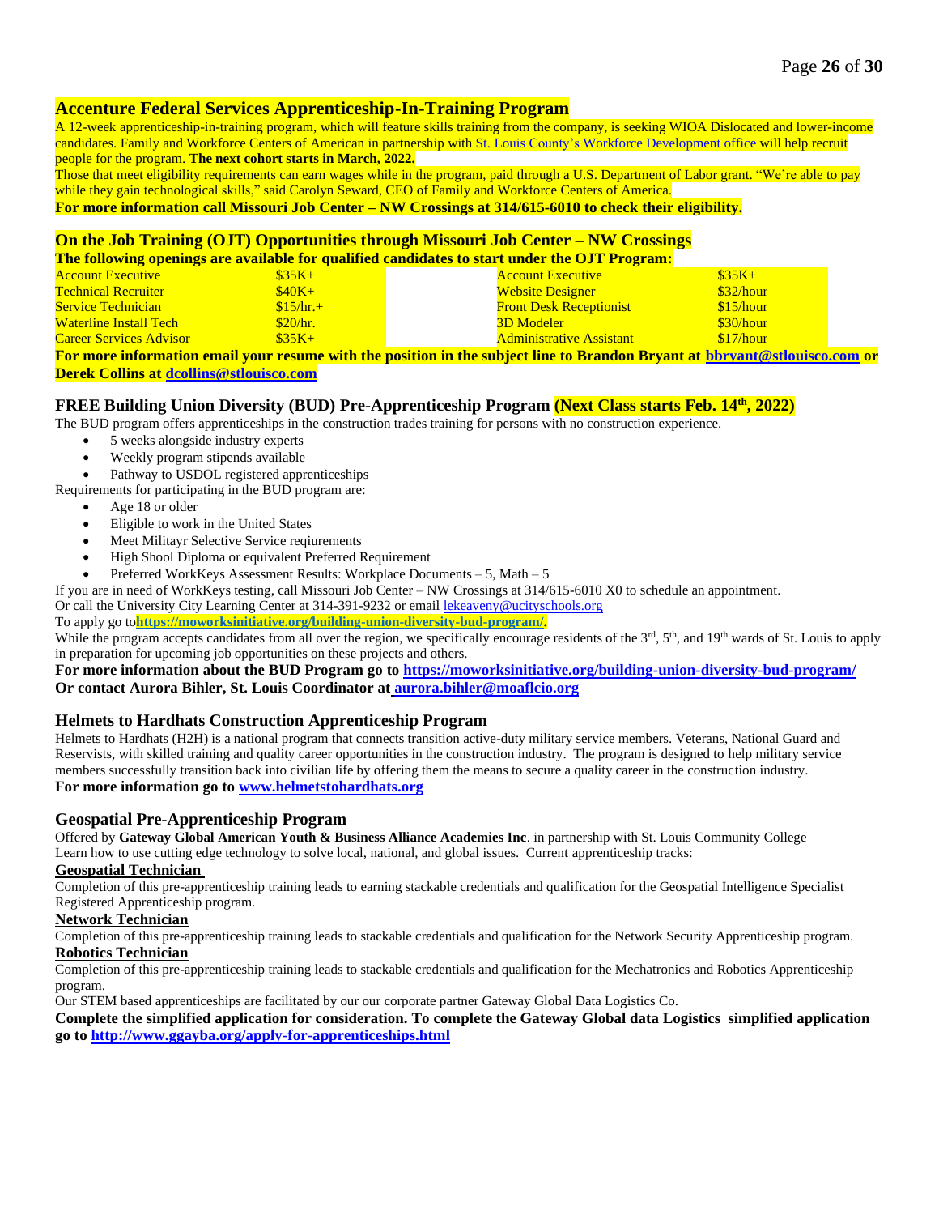## Accenture Federal Services Apprenticeship-In-Training Program

A 12-week apprenticeship-in-training program, which will feature skills training from the company, is seeking WIOA Dislocated and lower-income candidates. Family and Workforce Centers of American in partnership with St. Louis County's Workforce Development office will help recruit people for the program. **The next cohort starts in March, 2022.**

Those that meet eligibility requirements can earn wages while in the program, paid through a U.S. Department of Labor grant. "We're able to pay while they gain technological skills," said Carolyn Seward, CEO of Family and Workforce Centers of America.

**For more information call Missouri Job Center – NW Crossings at 314/615-6010 to check their eligibility.**

## On the Job Training (OJT) Opportunities through Missouri Job Center – NW Crossings

**The following openings are available for qualified candidates to start under the OJT Program:**

| Position | Wage | Position | Wage |
|---|---|---|---|
| Account Executive | $35K+ | Account Executive | $35K+ |
| Technical Recruiter | $40K+ | Website Designer | $32/hour |
| Service Technician | $15/hr.+ | Front Desk Receptionist | $15/hour |
| Waterline Install Tech | $20/hr. | 3D Modeler | $30/hour |
| Career Services Advisor | $35K+ | Administrative Assistant | $17/hour |

**For more information email your resume with the position in the subject line to Brandon Bryant at bbryant@stlouisco.com or Derek Collins at dcollins@stlouisco.com**

## FREE Building Union Diversity (BUD) Pre-Apprenticeship Program (Next Class starts Feb. 14th, 2022)

The BUD program offers apprenticeships in the construction trades training for persons with no construction experience.

- 5 weeks alongside industry experts
- Weekly program stipends available
- Pathway to USDOL registered apprenticeships

Requirements for participating in the BUD program are:

- Age 18 or older
- Eligible to work in the United States
- Meet Militayr Selective Service requirements
- High Shool Diploma or equivalent Preferred Requirement
- Preferred WorkKeys Assessment Results: Workplace Documents – 5, Math – 5

If you are in need of WorkKeys testing, call Missouri Job Center – NW Crossings at 314/615-6010 X0 to schedule an appointment.
Or call the University City Learning Center at 314-391-9232 or email lekeaveny@ucityschools.org
To apply go to**https://moworksinitiative.org/building-union-diversity-bud-program/.**
While the program accepts candidates from all over the region, we specifically encourage residents of the 3rd, 5th, and 19th wards of St. Louis to apply in preparation for upcoming job opportunities on these projects and others.

**For more information about the BUD Program go to https://moworksinitiative.org/building-union-diversity-bud-program/**
**Or contact Aurora Bihler, St. Louis Coordinator at aurora.bihler@moaflcio.org**

## Helmets to Hardhats Construction Apprenticeship Program

Helmets to Hardhats (H2H) is a national program that connects transition active-duty military service members. Veterans, National Guard and Reservists, with skilled training and quality career opportunities in the construction industry. The program is designed to help military service members successfully transition back into civilian life by offering them the means to secure a quality career in the construction industry.

**For more information go to www.helmetstohardhats.org**

## Geospatial Pre-Apprenticeship Program

Offered by **Gateway Global American Youth & Business Alliance Academies Inc**. in partnership with St. Louis Community College
Learn how to use cutting edge technology to solve local, national, and global issues. Current apprenticeship tracks:

**Geospatial Technician**

Completion of this pre-apprenticeship training leads to earning stackable credentials and qualification for the Geospatial Intelligence Specialist Registered Apprenticeship program.

**Network Technician**

Completion of this pre-apprenticeship training leads to stackable credentials and qualification for the Network Security Apprenticeship program.

**Robotics Technician**

Completion of this pre-apprenticeship training leads to stackable credentials and qualification for the Mechatronics and Robotics Apprenticeship program.

Our STEM based apprenticeships are facilitated by our our corporate partner Gateway Global Data Logistics Co.

**Complete the simplified application for consideration. To complete the Gateway Global data Logistics simplified application go to http://www.ggayba.org/apply-for-apprenticeships.html**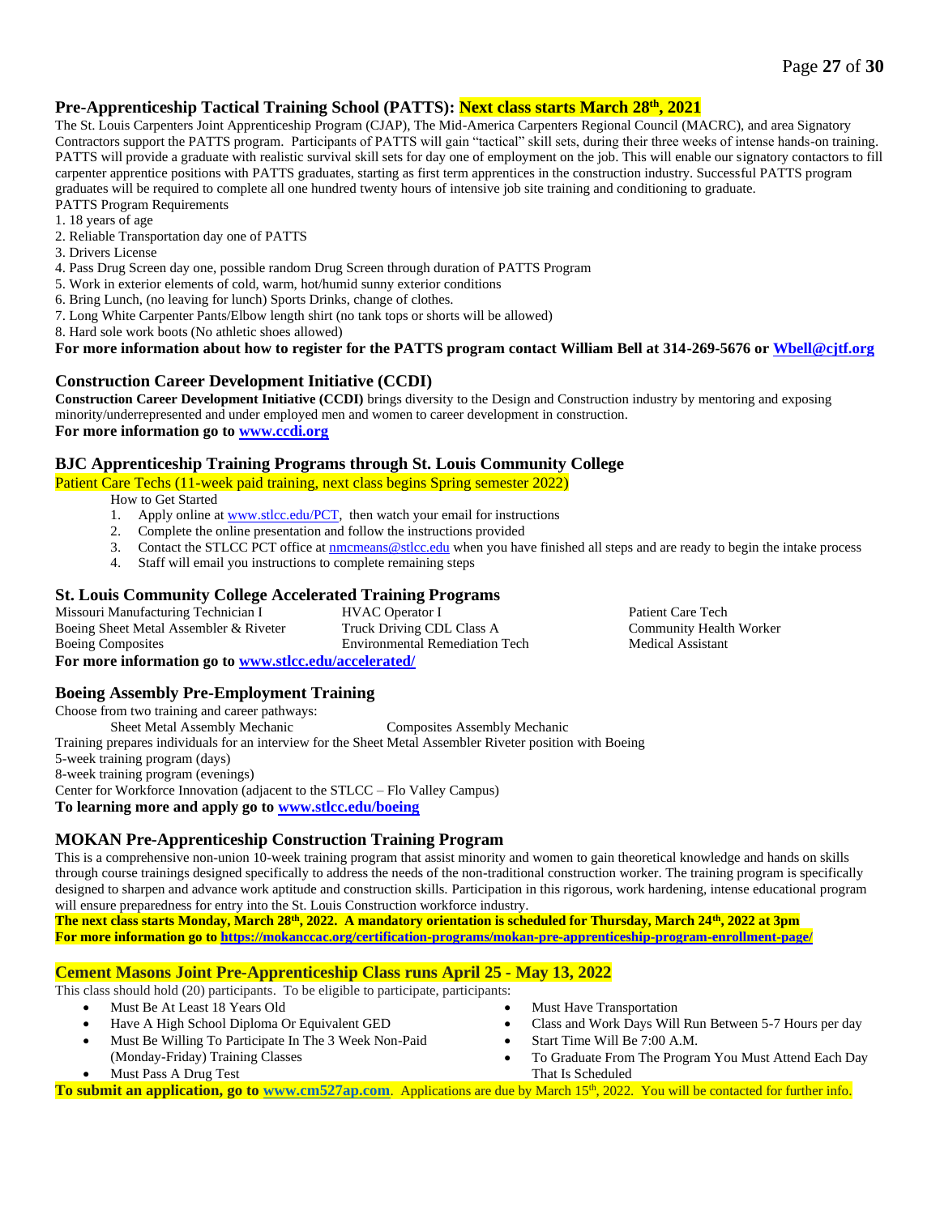## Pre-Apprenticeship Tactical Training School (PATTS): Next class starts March 28th, 2021

The St. Louis Carpenters Joint Apprenticeship Program (CJAP), The Mid-America Carpenters Regional Council (MACRC), and area Signatory Contractors support the PATTS program. Participants of PATTS will gain "tactical" skill sets, during their three weeks of intense hands-on training. PATTS will provide a graduate with realistic survival skill sets for day one of employment on the job. This will enable our signatory contactors to fill carpenter apprentice positions with PATTS graduates, starting as first term apprentices in the construction industry. Successful PATTS program graduates will be required to complete all one hundred twenty hours of intensive job site training and conditioning to graduate.

PATTS Program Requirements

1. 18 years of age
2. Reliable Transportation day one of PATTS
3. Drivers License
4. Pass Drug Screen day one, possible random Drug Screen through duration of PATTS Program
5. Work in exterior elements of cold, warm, hot/humid sunny exterior conditions
6. Bring Lunch, (no leaving for lunch) Sports Drinks, change of clothes.
7. Long White Carpenter Pants/Elbow length shirt (no tank tops or shorts will be allowed)
8. Hard sole work boots (No athletic shoes allowed)

**For more information about how to register for the PATTS program contact William Bell at 314-269-5676 or Wbell@cjtf.org**

## Construction Career Development Initiative (CCDI)

**Construction Career Development Initiative (CCDI)** brings diversity to the Design and Construction industry by mentoring and exposing minority/underrepresented and under employed men and women to career development in construction.

**For more information go to www.ccdi.org**

## BJC Apprenticeship Training Programs through St. Louis Community College

Patient Care Techs (11-week paid training, next class begins Spring semester 2022)

How to Get Started

1. Apply online at www.stlcc.edu/PCT, then watch your email for instructions
2. Complete the online presentation and follow the instructions provided
3. Contact the STLCC PCT office at nmcmeans@stlcc.edu when you have finished all steps and are ready to begin the intake process
4. Staff will email you instructions to complete remaining steps

## St. Louis Community College Accelerated Training Programs

- Missouri Manufacturing Technician I
- Boeing Sheet Metal Assembler & Riveter
- Boeing Composites
- HVAC Operator I
- Truck Driving CDL Class A
- Environmental Remediation Tech
- Patient Care Tech
- Community Health Worker
- Medical Assistant

**For more information go to www.stlcc.edu/accelerated/**

## Boeing Assembly Pre-Employment Training

Choose from two training and career pathways:

- Sheet Metal Assembly Mechanic
- Composites Assembly Mechanic

Training prepares individuals for an interview for the Sheet Metal Assembler Riveter position with Boeing

5-week training program (days)

8-week training program (evenings)

Center for Workforce Innovation (adjacent to the STLCC – Flo Valley Campus)

**To learning more and apply go to www.stlcc.edu/boeing**

## MOKAN Pre-Apprenticeship Construction Training Program

This is a comprehensive non-union 10-week training program that assist minority and women to gain theoretical knowledge and hands on skills through course trainings designed specifically to address the needs of the non-traditional construction worker. The training program is specifically designed to sharpen and advance work aptitude and construction skills. Participation in this rigorous, work hardening, intense educational program will ensure preparedness for entry into the St. Louis Construction workforce industry.

**The next class starts Monday, March 28th, 2022. A mandatory orientation is scheduled for Thursday, March 24th, 2022 at 3pm**

**For more information go to https://mokanccac.org/certification-programs/mokan-pre-apprenticeship-program-enrollment-page/**

## Cement Masons Joint Pre-Apprenticeship Class runs April 25 - May 13, 2022

This class should hold (20) participants. To be eligible to participate, participants:

- Must Be At Least 18 Years Old
- Have A High School Diploma Or Equivalent GED
- Must Be Willing To Participate In The 3 Week Non-Paid (Monday-Friday) Training Classes
- Must Pass A Drug Test
- Must Have Transportation
- Class and Work Days Will Run Between 5-7 Hours per day
- Start Time Will Be 7:00 A.M.
- To Graduate From The Program You Must Attend Each Day That Is Scheduled

**To submit an application, go to www.cm527ap.com**. Applications are due by March 15th, 2022. You will be contacted for further info.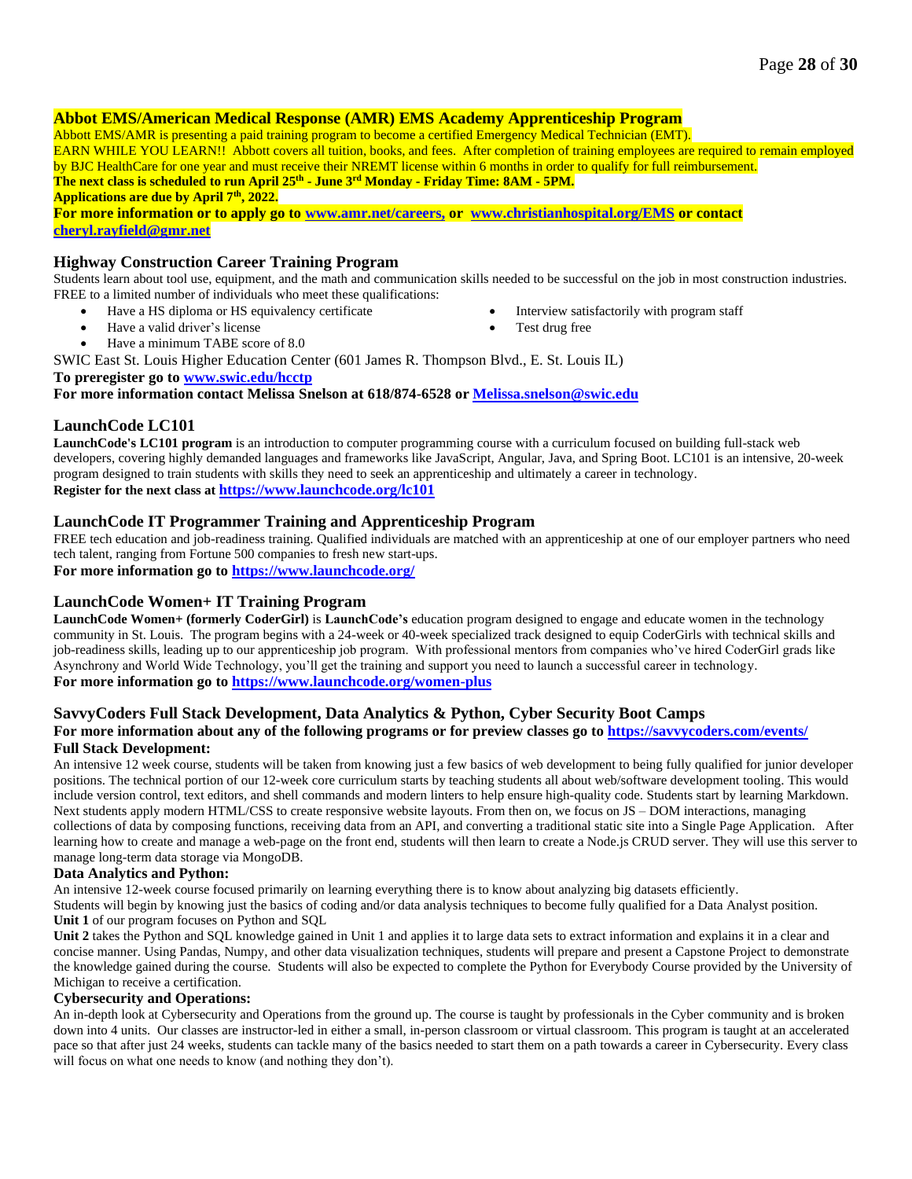## Abbot EMS/American Medical Response (AMR) EMS Academy Apprenticeship Program

Abbott EMS/AMR is presenting a paid training program to become a certified Emergency Medical Technician (EMT).

EARN WHILE YOU LEARN!! Abbott covers all tuition, books, and fees. After completion of training employees are required to remain employed by BJC HealthCare for one year and must receive their NREMT license within 6 months in order to qualify for full reimbursement.

**The next class is scheduled to run April 25th - June 3rd Monday - Friday Time: 8AM - 5PM.**

**Applications are due by April 7th, 2022.**

**For more information or to apply go to www.amr.net/careers, or www.christianhospital.org/EMS or contact cheryl.rayfield@gmr.net**

## Highway Construction Career Training Program

Students learn about tool use, equipment, and the math and communication skills needed to be successful on the job in most construction industries. FREE to a limited number of individuals who meet these qualifications:

- Have a HS diploma or HS equivalency certificate
- Have a valid driver's license
- Have a minimum TABE score of 8.0
- Interview satisfactorily with program staff
- Test drug free

SWIC East St. Louis Higher Education Center (601 James R. Thompson Blvd., E. St. Louis IL)

**To preregister go to www.swic.edu/hcctp**

**For more information contact Melissa Snelson at 618/874-6528 or Melissa.snelson@swic.edu**

## LaunchCode LC101

**LaunchCode's LC101 program** is an introduction to computer programming course with a curriculum focused on building full-stack web developers, covering highly demanded languages and frameworks like JavaScript, Angular, Java, and Spring Boot. LC101 is an intensive, 20-week program designed to train students with skills they need to seek an apprenticeship and ultimately a career in technology.

**Register for the next class at https://www.launchcode.org/lc101**

## LaunchCode IT Programmer Training and Apprenticeship Program

FREE tech education and job-readiness training. Qualified individuals are matched with an apprenticeship at one of our employer partners who need tech talent, ranging from Fortune 500 companies to fresh new start-ups.

**For more information go to https://www.launchcode.org/**

## LaunchCode Women+ IT Training Program

**LaunchCode Women+ (formerly CoderGirl)** is **LaunchCode's** education program designed to engage and educate women in the technology community in St. Louis. The program begins with a 24-week or 40-week specialized track designed to equip CoderGirls with technical skills and job-readiness skills, leading up to our apprenticeship job program. With professional mentors from companies who've hired CoderGirl grads like Asynchrony and World Wide Technology, you'll get the training and support you need to launch a successful career in technology.

**For more information go to https://www.launchcode.org/women-plus**

## SavvyCoders Full Stack Development, Data Analytics & Python, Cyber Security Boot Camps

**For more information about any of the following programs or for preview classes go to https://savvycoders.com/events/**

**Full Stack Development:**

An intensive 12 week course, students will be taken from knowing just a few basics of web development to being fully qualified for junior developer positions. The technical portion of our 12-week core curriculum starts by teaching students all about web/software development tooling. This would include version control, text editors, and shell commands and modern linters to help ensure high-quality code. Students start by learning Markdown. Next students apply modern HTML/CSS to create responsive website layouts. From then on, we focus on JS – DOM interactions, managing collections of data by composing functions, receiving data from an API, and converting a traditional static site into a Single Page Application. After learning how to create and manage a web-page on the front end, students will then learn to create a Node.js CRUD server. They will use this server to manage long-term data storage via MongoDB.

**Data Analytics and Python:**

An intensive 12-week course focused primarily on learning everything there is to know about analyzing big datasets efficiently.

Students will begin by knowing just the basics of coding and/or data analysis techniques to become fully qualified for a Data Analyst position.

**Unit 1** of our program focuses on Python and SQL

**Unit 2** takes the Python and SQL knowledge gained in Unit 1 and applies it to large data sets to extract information and explains it in a clear and concise manner. Using Pandas, Numpy, and other data visualization techniques, students will prepare and present a Capstone Project to demonstrate the knowledge gained during the course. Students will also be expected to complete the Python for Everybody Course provided by the University of Michigan to receive a certification.

**Cybersecurity and Operations:**

An in-depth look at Cybersecurity and Operations from the ground up. The course is taught by professionals in the Cyber community and is broken down into 4 units. Our classes are instructor-led in either a small, in-person classroom or virtual classroom. This program is taught at an accelerated pace so that after just 24 weeks, students can tackle many of the basics needed to start them on a path towards a career in Cybersecurity. Every class will focus on what one needs to know (and nothing they don't).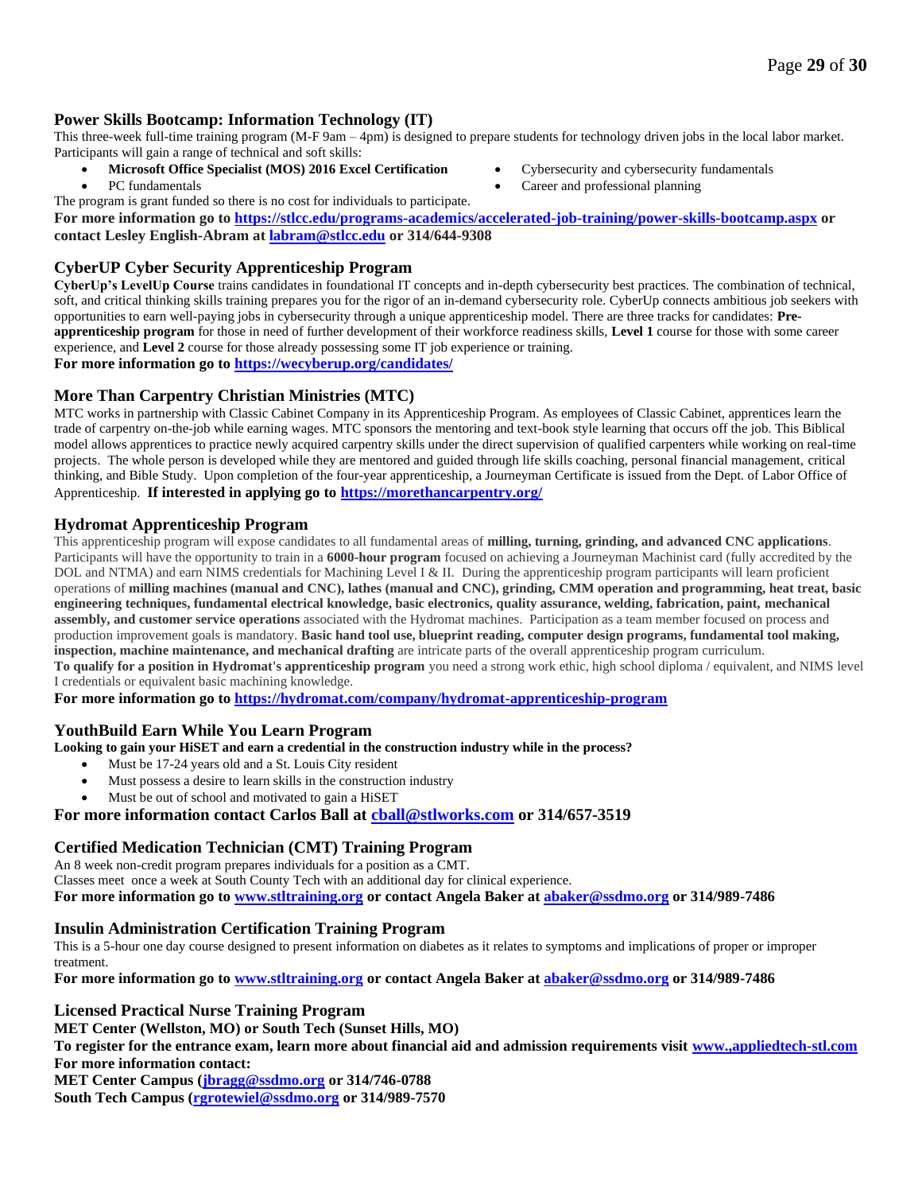### Power Skills Bootcamp: Information Technology (IT)

This three-week full-time training program (M-F 9am – 4pm) is designed to prepare students for technology driven jobs in the local labor market. Participants will gain a range of technical and soft skills:

- **Microsoft Office Specialist (MOS) 2016 Excel Certification**
- PC fundamentals
- Cybersecurity and cybersecurity fundamentals
- Career and professional planning

The program is grant funded so there is no cost for individuals to participate.

**For more information go to https://stlcc.edu/programs-academics/accelerated-job-training/power-skills-bootcamp.aspx or contact Lesley English-Abram at labram@stlcc.edu or 314/644-9308**

### CyberUP Cyber Security Apprenticeship Program

**CyberUp's LevelUp Course** trains candidates in foundational IT concepts and in-depth cybersecurity best practices. The combination of technical, soft, and critical thinking skills training prepares you for the rigor of an in-demand cybersecurity role. CyberUp connects ambitious job seekers with opportunities to earn well-paying jobs in cybersecurity through a unique apprenticeship model. There are three tracks for candidates: **Pre-apprenticeship program** for those in need of further development of their workforce readiness skills, **Level 1** course for those with some career experience, and **Level 2** course for those already possessing some IT job experience or training.

**For more information go to https://wecyberup.org/candidates/**

### More Than Carpentry Christian Ministries (MTC)

MTC works in partnership with Classic Cabinet Company in its Apprenticeship Program. As employees of Classic Cabinet, apprentices learn the trade of carpentry on-the-job while earning wages. MTC sponsors the mentoring and text-book style learning that occurs off the job. This Biblical model allows apprentices to practice newly acquired carpentry skills under the direct supervision of qualified carpenters while working on real-time projects. The whole person is developed while they are mentored and guided through life skills coaching, personal financial management, critical thinking, and Bible Study. Upon completion of the four-year apprenticeship, a Journeyman Certificate is issued from the Dept. of Labor Office of Apprenticeship. **If interested in applying go to https://morethancarpentry.org/**

### Hydromat Apprenticeship Program

This apprenticeship program will expose candidates to all fundamental areas of **milling, turning, grinding, and advanced CNC applications**. Participants will have the opportunity to train in a **6000-hour program** focused on achieving a Journeyman Machinist card (fully accredited by the DOL and NTMA) and earn NIMS credentials for Machining Level I & II. During the apprenticeship program participants will learn proficient operations of **milling machines (manual and CNC), lathes (manual and CNC), grinding, CMM operation and programming, heat treat, basic engineering techniques, fundamental electrical knowledge, basic electronics, quality assurance, welding, fabrication, paint, mechanical assembly, and customer service operations** associated with the Hydromat machines. Participation as a team member focused on process and production improvement goals is mandatory. **Basic hand tool use, blueprint reading, computer design programs, fundamental tool making, inspection, machine maintenance, and mechanical drafting** are intricate parts of the overall apprenticeship program curriculum.

**To qualify for a position in Hydromat's apprenticeship program** you need a strong work ethic, high school diploma / equivalent, and NIMS level I credentials or equivalent basic machining knowledge.

**For more information go to https://hydromat.com/company/hydromat-apprenticeship-program**

### YouthBuild Earn While You Learn Program

**Looking to gain your HiSET and earn a credential in the construction industry while in the process?**

- Must be 17-24 years old and a St. Louis City resident
- Must possess a desire to learn skills in the construction industry
- Must be out of school and motivated to gain a HiSET

**For more information contact Carlos Ball at cball@stlworks.com or 314/657-3519**

### Certified Medication Technician (CMT) Training Program

An 8 week non-credit program prepares individuals for a position as a CMT.
Classes meet once a week at South County Tech with an additional day for clinical experience.

**For more information go to www.stltraining.org or contact Angela Baker at abaker@ssdmo.org or 314/989-7486**

### Insulin Administration Certification Training Program

This is a 5-hour one day course designed to present information on diabetes as it relates to symptoms and implications of proper or improper treatment.

**For more information go to www.stltraining.org or contact Angela Baker at abaker@ssdmo.org or 314/989-7486**

### Licensed Practical Nurse Training Program

**MET Center (Wellston, MO) or South Tech (Sunset Hills, MO)**

**To register for the entrance exam, learn more about financial aid and admission requirements visit www.,appliedtech-stl.com**

**For more information contact:**

**MET Center Campus (jbragg@ssdmo.org or 314/746-0788**

**South Tech Campus (rgrotewiel@ssdmo.org or 314/989-7570**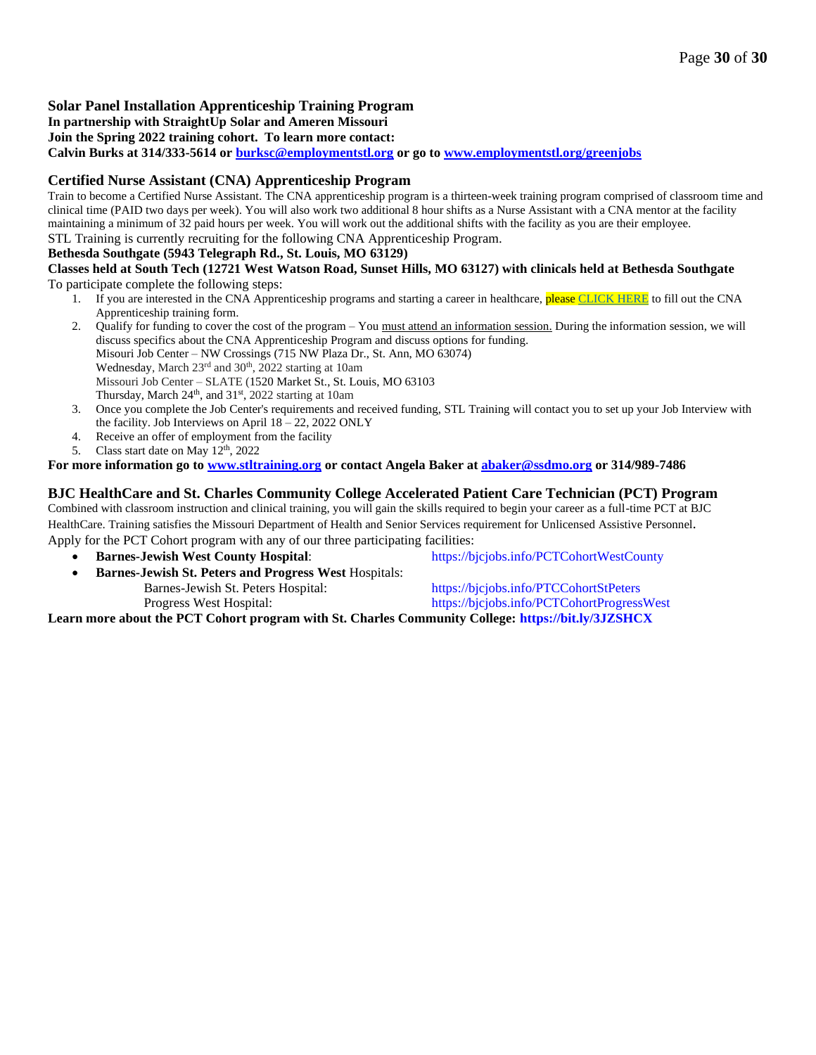**Solar Panel Installation Apprenticeship Training Program**
**In partnership with StraightUp Solar and Ameren Missouri**
**Join the Spring 2022 training cohort. To learn more contact:**
**Calvin Burks at 314/333-5614 or burksc@employmentstl.org or go to www.employmentstl.org/greenjobs**

**Certified Nurse Assistant (CNA) Apprenticeship Program**

Train to become a Certified Nurse Assistant. The CNA apprenticeship program is a thirteen-week training program comprised of classroom time and clinical time (PAID two days per week). You will also work two additional 8 hour shifts as a Nurse Assistant with a CNA mentor at the facility maintaining a minimum of 32 paid hours per week. You will work out the additional shifts with the facility as you are their employee.

STL Training is currently recruiting for the following CNA Apprenticeship Program.

**Bethesda Southgate (5943 Telegraph Rd., St. Louis, MO 63129)**

**Classes held at South Tech (12721 West Watson Road, Sunset Hills, MO 63127) with clinicals held at Bethesda Southgate**

To participate complete the following steps:

1. If you are interested in the CNA Apprenticeship programs and starting a career in healthcare, please CLICK HERE to fill out the CNA Apprenticeship training form.
2. Qualify for funding to cover the cost of the program – You must attend an information session. During the information session, we will discuss specifics about the CNA Apprenticeship Program and discuss options for funding.
   Misouri Job Center – NW Crossings (715 NW Plaza Dr., St. Ann, MO 63074)
   Wednesday, March 23rd and 30th, 2022 starting at 10am
   Missouri Job Center – SLATE (1520 Market St., St. Louis, MO 63103
   Thursday, March 24th, and 31st, 2022 starting at 10am
3. Once you complete the Job Center's requirements and received funding, STL Training will contact you to set up your Job Interview with the facility. Job Interviews on April 18 – 22, 2022 ONLY
4. Receive an offer of employment from the facility
5. Class start date on May 12th, 2022

**For more information go to www.stltraining.org or contact Angela Baker at abaker@ssdmo.org or 314/989-7486**

**BJC HealthCare and St. Charles Community College Accelerated Patient Care Technician (PCT) Program**

Combined with classroom instruction and clinical training, you will gain the skills required to begin your career as a full-time PCT at BJC HealthCare. Training satisfies the Missouri Department of Health and Senior Services requirement for Unlicensed Assistive Personnel.

Apply for the PCT Cohort program with any of our three participating facilities:

- **Barnes-Jewish West County Hospital**: https://bjcjobs.info/PCTCohortWestCounty
- **Barnes-Jewish St. Peters and Progress West** Hospitals:
  - Barnes-Jewish St. Peters Hospital: https://bjcjobs.info/PTCCohortStPeters
  - Progress West Hospital: https://bjcjobs.info/PCTCohortProgressWest

**Learn more about the PCT Cohort program with St. Charles Community College: https://bit.ly/3JZSHCX**